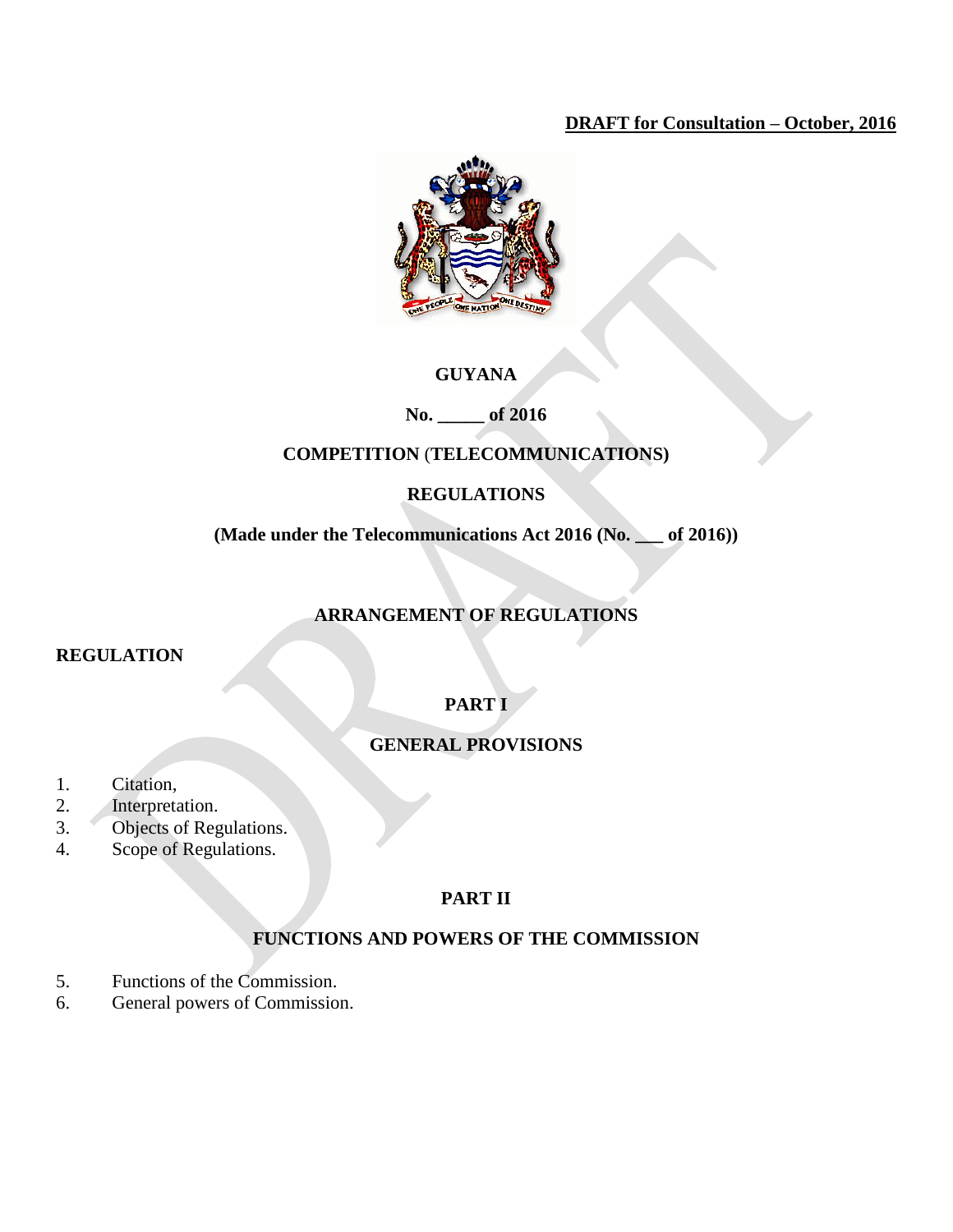**DRAFT for Consultation – October, 2016**

# GUYANA

**No. _____ of 2016**

## COMPETITION (TELECOMMUNICATIONS) REGULATIONS

**(Made under the Telecommunications Act 2016 (No. ___ of 2016))**

## ARRANGEMENT OF REGULATIONS

**REGULATION**

### PART I

### GENERAL PROVISIONS

1. Citation,
2. Interpretation.
3. Objects of Regulations.
4. Scope of Regulations.

### PART II

### FUNCTIONS AND POWERS OF THE COMMISSION

5. Functions of the Commission.
6. General powers of Commission.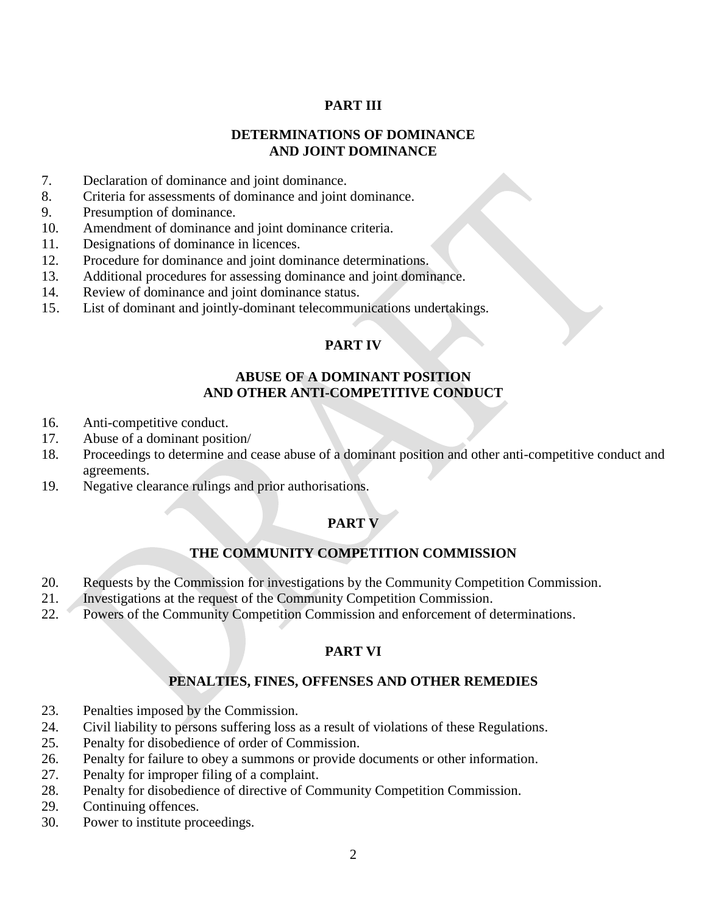## PART III

### DETERMINATIONS OF DOMINANCE AND JOINT DOMINANCE

7. Declaration of dominance and joint dominance.
8. Criteria for assessments of dominance and joint dominance.
9. Presumption of dominance.
10. Amendment of dominance and joint dominance criteria.
11. Designations of dominance in licences.
12. Procedure for dominance and joint dominance determinations.
13. Additional procedures for assessing dominance and joint dominance.
14. Review of dominance and joint dominance status.
15. List of dominant and jointly-dominant telecommunications undertakings.

## PART IV

### ABUSE OF A DOMINANT POSITION AND OTHER ANTI-COMPETITIVE CONDUCT

16. Anti-competitive conduct.
17. Abuse of a dominant position/
18. Proceedings to determine and cease abuse of a dominant position and other anti-competitive conduct and agreements.
19. Negative clearance rulings and prior authorisations.

## PART V

### THE COMMUNITY COMPETITION COMMISSION

20. Requests by the Commission for investigations by the Community Competition Commission.
21. Investigations at the request of the Community Competition Commission.
22. Powers of the Community Competition Commission and enforcement of determinations.

## PART VI

### PENALTIES, FINES, OFFENSES AND OTHER REMEDIES

23. Penalties imposed by the Commission.
24. Civil liability to persons suffering loss as a result of violations of these Regulations.
25. Penalty for disobedience of order of Commission.
26. Penalty for failure to obey a summons or provide documents or other information.
27. Penalty for improper filing of a complaint.
28. Penalty for disobedience of directive of Community Competition Commission.
29. Continuing offences.
30. Power to institute proceedings.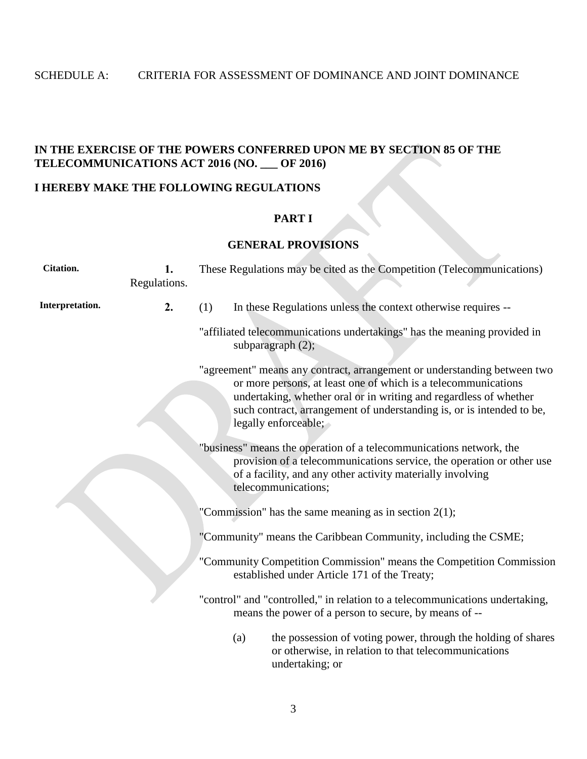SCHEDULE A: CRITERIA FOR ASSESSMENT OF DOMINANCE AND JOINT DOMINANCE

**IN THE EXERCISE OF THE POWERS CONFERRED UPON ME BY SECTION 85 OF THE TELECOMMUNICATIONS ACT 2016 (NO. ___ OF 2016)**

**I HEREBY MAKE THE FOLLOWING REGULATIONS**

## PART I

## GENERAL PROVISIONS

**Citation.**

**1.** These Regulations may be cited as the Competition (Telecommunications) Regulations.

**Interpretation.**

**2.** (1) In these Regulations unless the context otherwise requires --

"affiliated telecommunications undertakings" has the meaning provided in subparagraph (2);

"agreement" means any contract, arrangement or understanding between two or more persons, at least one of which is a telecommunications undertaking, whether oral or in writing and regardless of whether such contract, arrangement of understanding is, or is intended to be, legally enforceable;

"business" means the operation of a telecommunications network, the provision of a telecommunications service, the operation or other use of a facility, and any other activity materially involving telecommunications;

"Commission" has the same meaning as in section 2(1);

"Community" means the Caribbean Community, including the CSME;

"Community Competition Commission" means the Competition Commission established under Article 171 of the Treaty;

"control" and "controlled," in relation to a telecommunications undertaking, means the power of a person to secure, by means of --

(a) the possession of voting power, through the holding of shares or otherwise, in relation to that telecommunications undertaking; or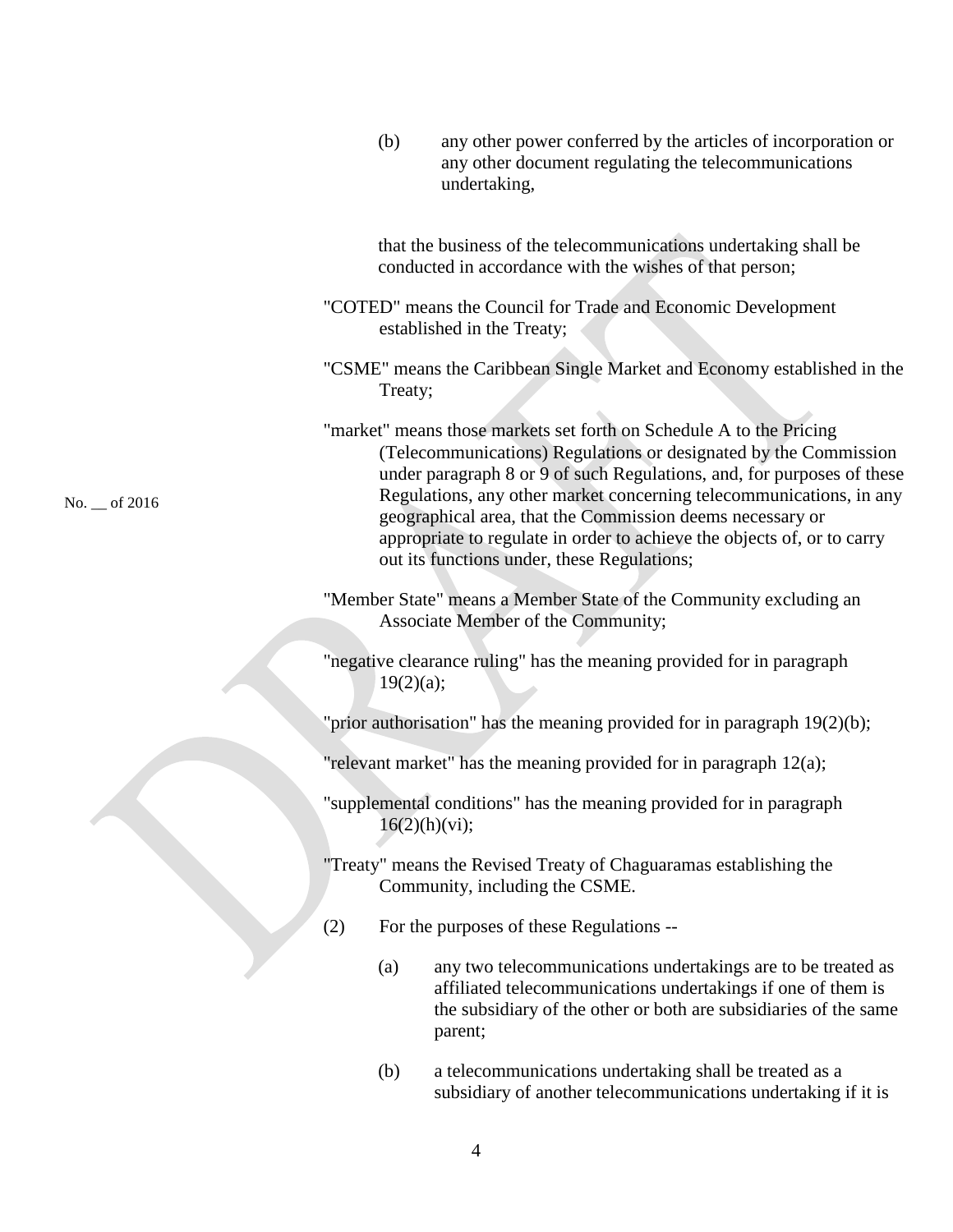(b) any other power conferred by the articles of incorporation or any other document regulating the telecommunications undertaking,

that the business of the telecommunications undertaking shall be conducted in accordance with the wishes of that person;

"COTED" means the Council for Trade and Economic Development established in the Treaty;

"CSME" means the Caribbean Single Market and Economy established in the Treaty;

"market" means those markets set forth on Schedule A to the Pricing (Telecommunications) Regulations or designated by the Commission under paragraph 8 or 9 of such Regulations, and, for purposes of these Regulations, any other market concerning telecommunications, in any geographical area, that the Commission deems necessary or appropriate to regulate in order to achieve the objects of, or to carry out its functions under, these Regulations;

No. __ of 2016

"Member State" means a Member State of the Community excluding an Associate Member of the Community;

"negative clearance ruling" has the meaning provided for in paragraph 19(2)(a);

"prior authorisation" has the meaning provided for in paragraph 19(2)(b);

"relevant market" has the meaning provided for in paragraph 12(a);

"supplemental conditions" has the meaning provided for in paragraph 16(2)(h)(vi);

"Treaty" means the Revised Treaty of Chaguaramas establishing the Community, including the CSME.

(2) For the purposes of these Regulations --

(a) any two telecommunications undertakings are to be treated as affiliated telecommunications undertakings if one of them is the subsidiary of the other or both are subsidiaries of the same parent;

(b) a telecommunications undertaking shall be treated as a subsidiary of another telecommunications undertaking if it is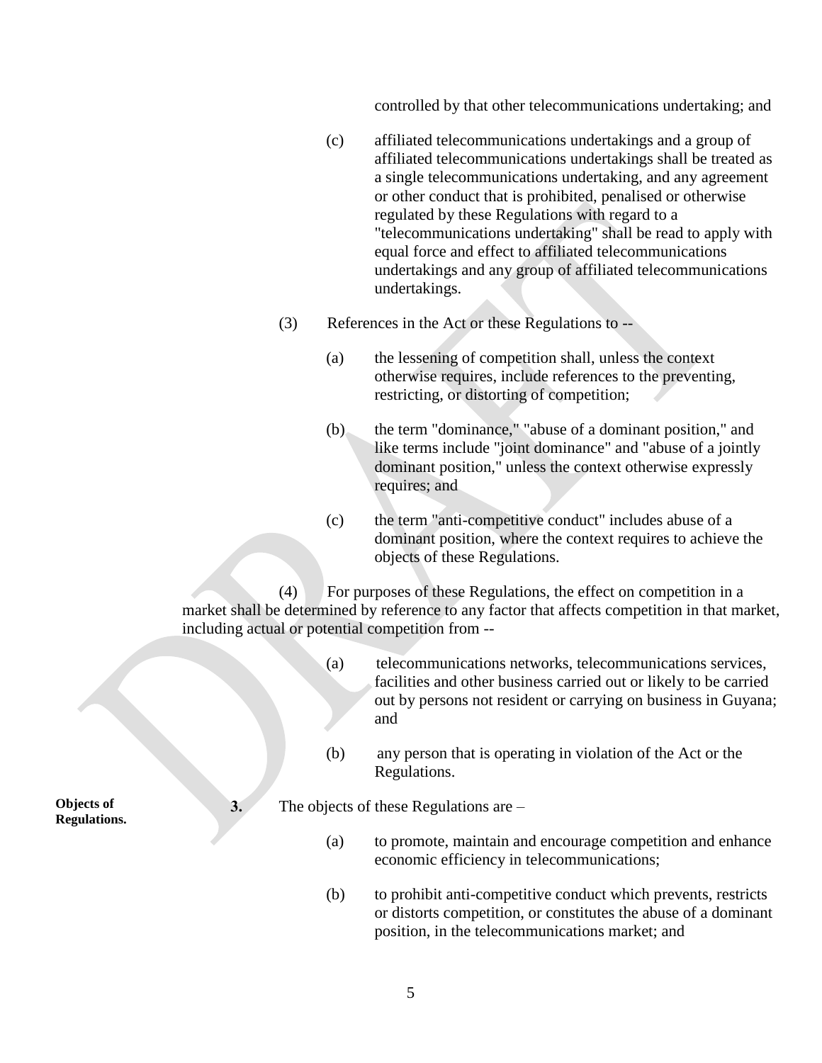controlled by that other telecommunications undertaking; and

(c) affiliated telecommunications undertakings and a group of affiliated telecommunications undertakings shall be treated as a single telecommunications undertaking, and any agreement or other conduct that is prohibited, penalised or otherwise regulated by these Regulations with regard to a "telecommunications undertaking" shall be read to apply with equal force and effect to affiliated telecommunications undertakings and any group of affiliated telecommunications undertakings.

(3) References in the Act or these Regulations to --

(a) the lessening of competition shall, unless the context otherwise requires, include references to the preventing, restricting, or distorting of competition;

(b) the term "dominance," "abuse of a dominant position," and like terms include "joint dominance" and "abuse of a jointly dominant position," unless the context otherwise expressly requires; and

(c) the term "anti-competitive conduct" includes abuse of a dominant position, where the context requires to achieve the objects of these Regulations.

(4) For purposes of these Regulations, the effect on competition in a market shall be determined by reference to any factor that affects competition in that market, including actual or potential competition from --

(a) telecommunications networks, telecommunications services, facilities and other business carried out or likely to be carried out by persons not resident or carrying on business in Guyana; and

(b) any person that is operating in violation of the Act or the Regulations.

**Objects of Regulations.**

**3.** The objects of these Regulations are –

(a) to promote, maintain and encourage competition and enhance economic efficiency in telecommunications;

(b) to prohibit anti-competitive conduct which prevents, restricts or distorts competition, or constitutes the abuse of a dominant position, in the telecommunications market; and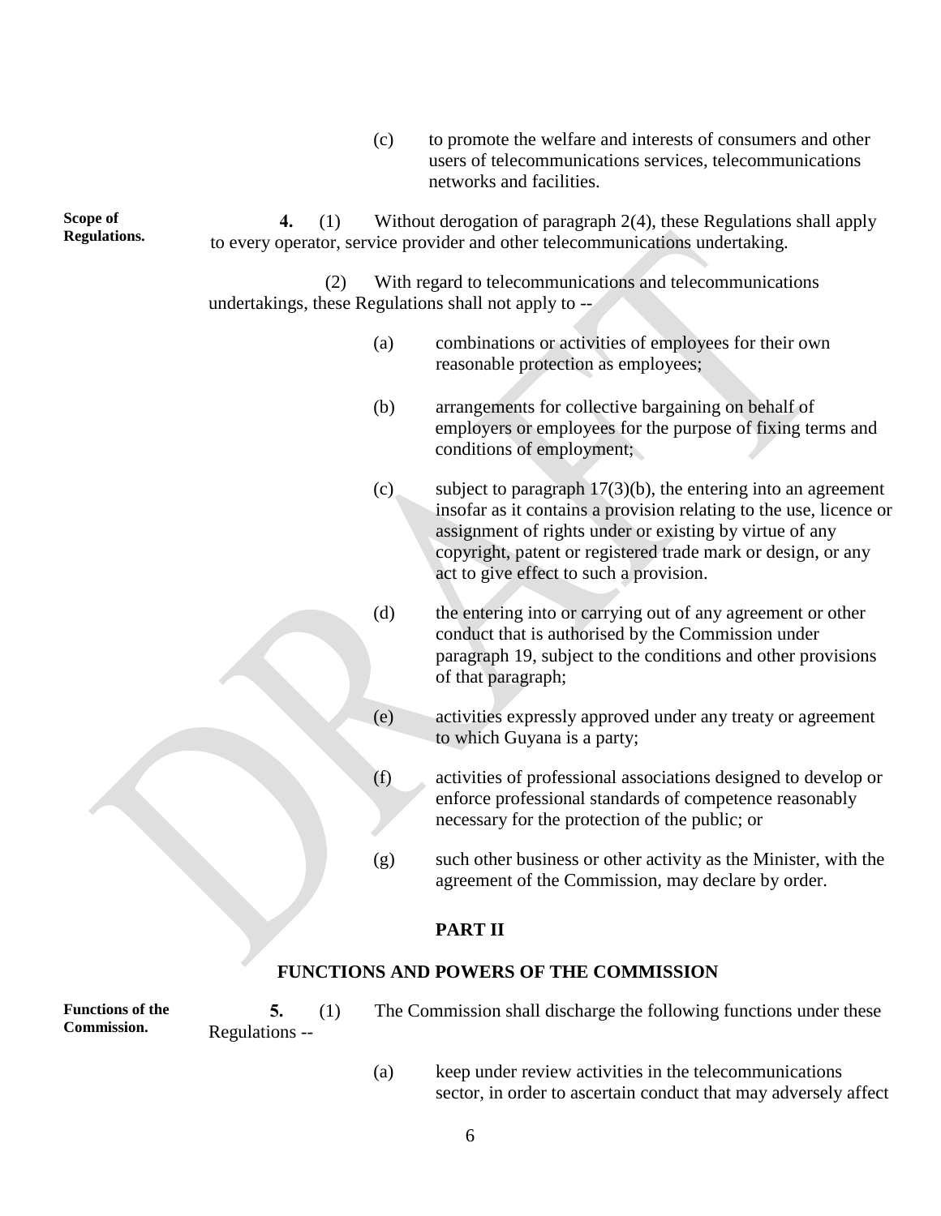(c) to promote the welfare and interests of consumers and other users of telecommunications services, telecommunications networks and facilities.

**Scope of Regulations.**

**4.** (1) Without derogation of paragraph 2(4), these Regulations shall apply to every operator, service provider and other telecommunications undertaking.

(2) With regard to telecommunications and telecommunications undertakings, these Regulations shall not apply to --

(a) combinations or activities of employees for their own reasonable protection as employees;

(b) arrangements for collective bargaining on behalf of employers or employees for the purpose of fixing terms and conditions of employment;

(c) subject to paragraph 17(3)(b), the entering into an agreement insofar as it contains a provision relating to the use, licence or assignment of rights under or existing by virtue of any copyright, patent or registered trade mark or design, or any act to give effect to such a provision.

(d) the entering into or carrying out of any agreement or other conduct that is authorised by the Commission under paragraph 19, subject to the conditions and other provisions of that paragraph;

(e) activities expressly approved under any treaty or agreement to which Guyana is a party;

(f) activities of professional associations designed to develop or enforce professional standards of competence reasonably necessary for the protection of the public; or

(g) such other business or other activity as the Minister, with the agreement of the Commission, may declare by order.

## PART II

## FUNCTIONS AND POWERS OF THE COMMISSION

**Functions of the Commission.**

**5.** (1) The Commission shall discharge the following functions under these Regulations --

(a) keep under review activities in the telecommunications sector, in order to ascertain conduct that may adversely affect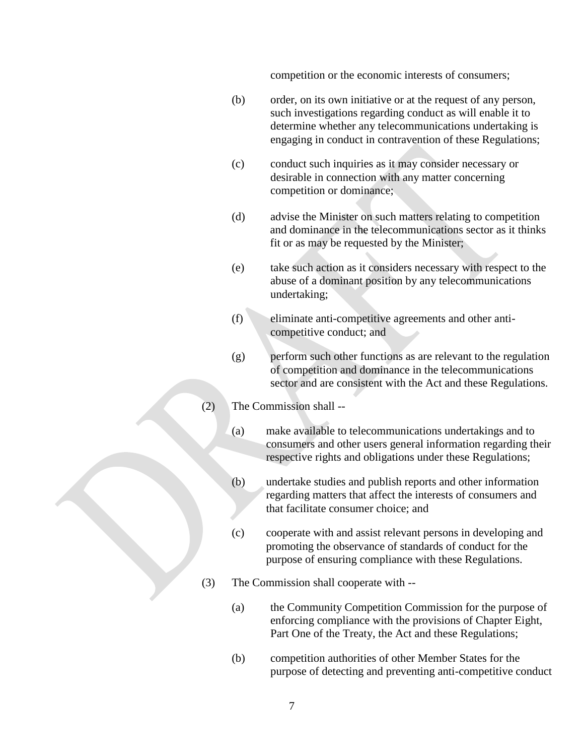competition or the economic interests of consumers;

(b) order, on its own initiative or at the request of any person, such investigations regarding conduct as will enable it to determine whether any telecommunications undertaking is engaging in conduct in contravention of these Regulations;

(c) conduct such inquiries as it may consider necessary or desirable in connection with any matter concerning competition or dominance;

(d) advise the Minister on such matters relating to competition and dominance in the telecommunications sector as it thinks fit or as may be requested by the Minister;

(e) take such action as it considers necessary with respect to the abuse of a dominant position by any telecommunications undertaking;

(f) eliminate anti-competitive agreements and other anti-competitive conduct; and

(g) perform such other functions as are relevant to the regulation of competition and dominance in the telecommunications sector and are consistent with the Act and these Regulations.

(2) The Commission shall --

(a) make available to telecommunications undertakings and to consumers and other users general information regarding their respective rights and obligations under these Regulations;

(b) undertake studies and publish reports and other information regarding matters that affect the interests of consumers and that facilitate consumer choice; and

(c) cooperate with and assist relevant persons in developing and promoting the observance of standards of conduct for the purpose of ensuring compliance with these Regulations.

(3) The Commission shall cooperate with --

(a) the Community Competition Commission for the purpose of enforcing compliance with the provisions of Chapter Eight, Part One of the Treaty, the Act and these Regulations;

(b) competition authorities of other Member States for the purpose of detecting and preventing anti-competitive conduct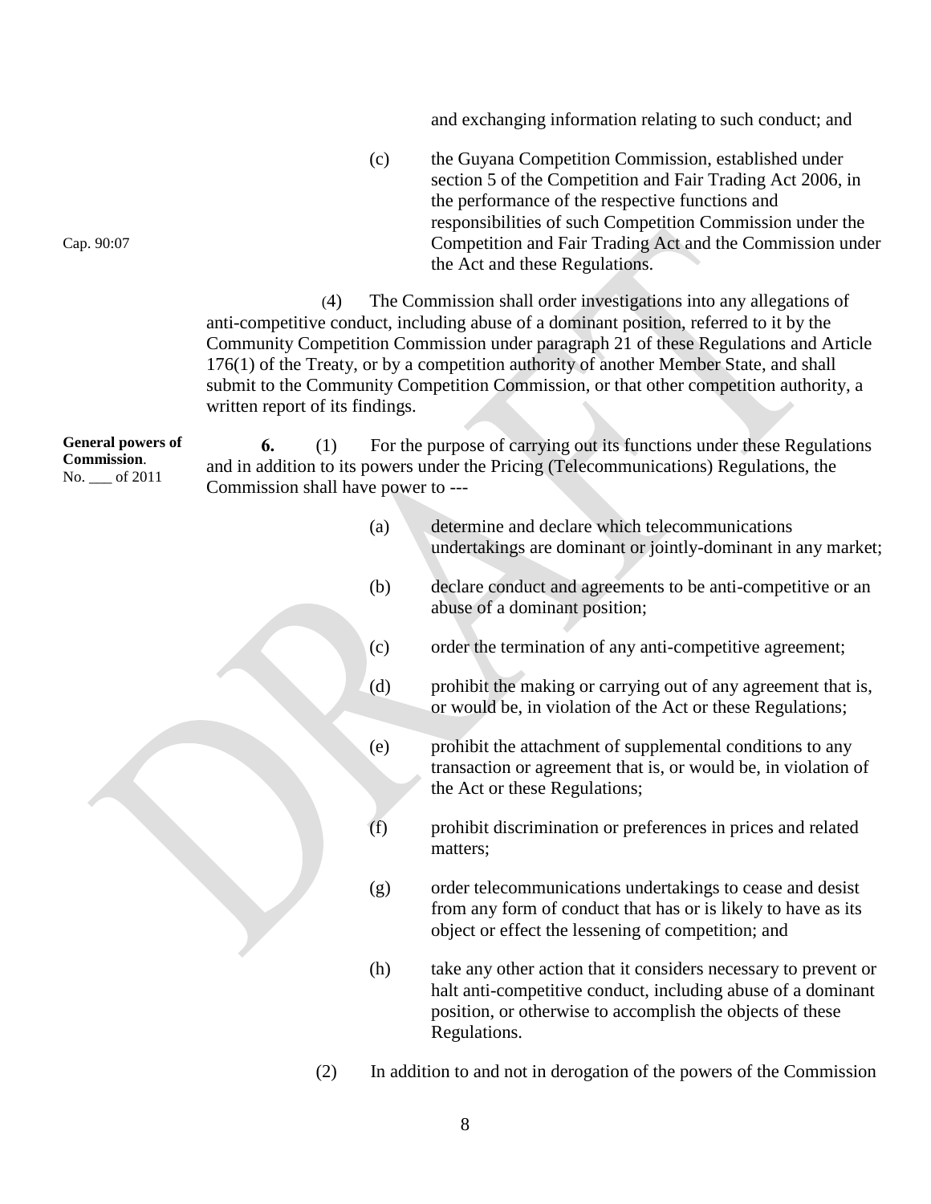and exchanging information relating to such conduct; and

(c) the Guyana Competition Commission, established under section 5 of the Competition and Fair Trading Act 2006, in the performance of the respective functions and responsibilities of such Competition Commission under the Competition and Fair Trading Act and the Commission under the Act and these Regulations.

Cap. 90:07

(4) The Commission shall order investigations into any allegations of anti-competitive conduct, including abuse of a dominant position, referred to it by the Community Competition Commission under paragraph 21 of these Regulations and Article 176(1) of the Treaty, or by a competition authority of another Member State, and shall submit to the Community Competition Commission, or that other competition authority, a written report of its findings.

**General powers of Commission.**
No. ___ of 2011

**6.** (1) For the purpose of carrying out its functions under these Regulations and in addition to its powers under the Pricing (Telecommunications) Regulations, the Commission shall have power to ---

(a) determine and declare which telecommunications undertakings are dominant or jointly-dominant in any market;

(b) declare conduct and agreements to be anti-competitive or an abuse of a dominant position;

(c) order the termination of any anti-competitive agreement;

(d) prohibit the making or carrying out of any agreement that is, or would be, in violation of the Act or these Regulations;

(e) prohibit the attachment of supplemental conditions to any transaction or agreement that is, or would be, in violation of the Act or these Regulations;

(f) prohibit discrimination or preferences in prices and related matters;

(g) order telecommunications undertakings to cease and desist from any form of conduct that has or is likely to have as its object or effect the lessening of competition; and

(h) take any other action that it considers necessary to prevent or halt anti-competitive conduct, including abuse of a dominant position, or otherwise to accomplish the objects of these Regulations.

(2) In addition to and not in derogation of the powers of the Commission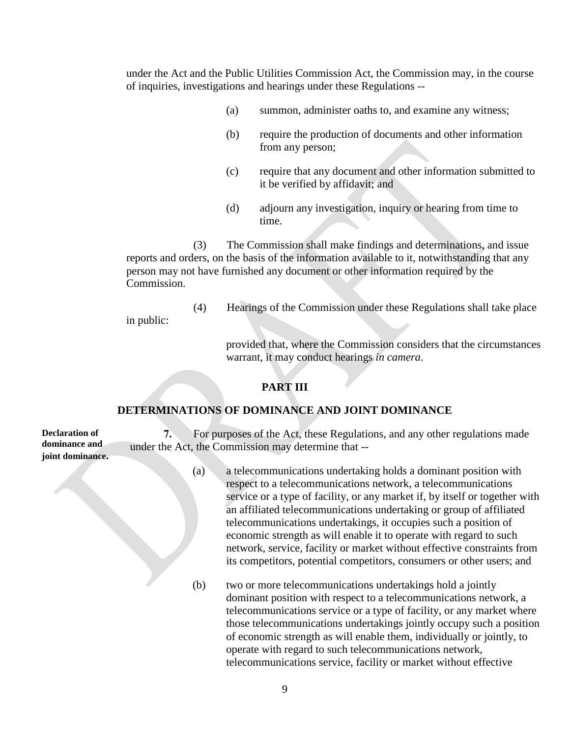under the Act and the Public Utilities Commission Act, the Commission may, in the course of inquiries, investigations and hearings under these Regulations --

(a) summon, administer oaths to, and examine any witness;

(b) require the production of documents and other information from any person;

(c) require that any document and other information submitted to it be verified by affidavit; and

(d) adjourn any investigation, inquiry or hearing from time to time.

(3) The Commission shall make findings and determinations, and issue reports and orders, on the basis of the information available to it, notwithstanding that any person may not have furnished any document or other information required by the Commission.

(4) Hearings of the Commission under these Regulations shall take place in public:

provided that, where the Commission considers that the circumstances warrant, it may conduct hearings *in camera*.

## PART III

## DETERMINATIONS OF DOMINANCE AND JOINT DOMINANCE

**Declaration of dominance and joint dominance.**

**7.** For purposes of the Act, these Regulations, and any other regulations made under the Act, the Commission may determine that --

(a) a telecommunications undertaking holds a dominant position with respect to a telecommunications network, a telecommunications service or a type of facility, or any market if, by itself or together with an affiliated telecommunications undertaking or group of affiliated telecommunications undertakings, it occupies such a position of economic strength as will enable it to operate with regard to such network, service, facility or market without effective constraints from its competitors, potential competitors, consumers or other users; and

(b) two or more telecommunications undertakings hold a jointly dominant position with respect to a telecommunications network, a telecommunications service or a type of facility, or any market where those telecommunications undertakings jointly occupy such a position of economic strength as will enable them, individually or jointly, to operate with regard to such telecommunications network, telecommunications service, facility or market without effective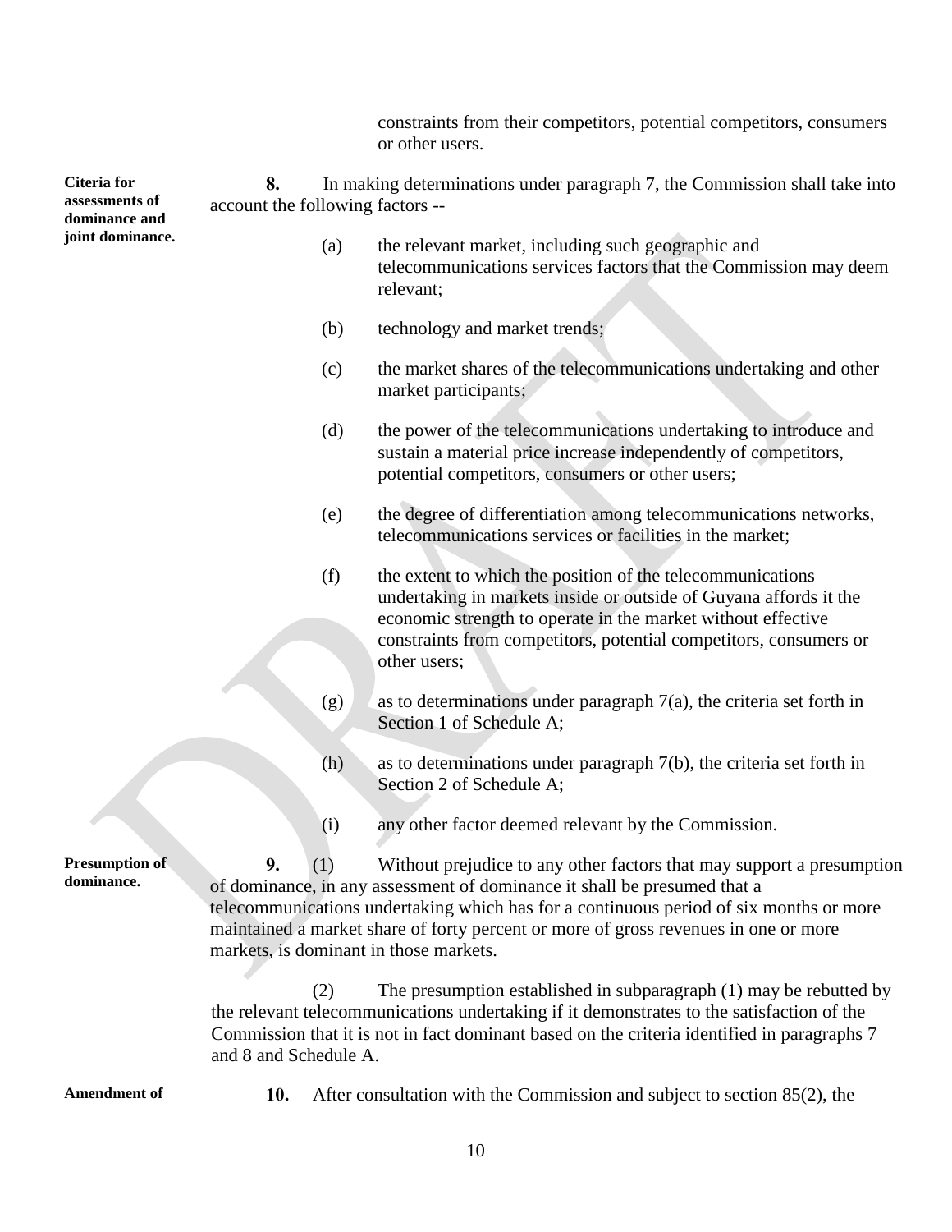constraints from their competitors, potential competitors, consumers or other users.

**Citeria for assessments of dominance and joint dominance.**

**8.** In making determinations under paragraph 7, the Commission shall take into account the following factors --

(a) the relevant market, including such geographic and telecommunications services factors that the Commission may deem relevant;

(b) technology and market trends;

(c) the market shares of the telecommunications undertaking and other market participants;

(d) the power of the telecommunications undertaking to introduce and sustain a material price increase independently of competitors, potential competitors, consumers or other users;

(e) the degree of differentiation among telecommunications networks, telecommunications services or facilities in the market;

(f) the extent to which the position of the telecommunications undertaking in markets inside or outside of Guyana affords it the economic strength to operate in the market without effective constraints from competitors, potential competitors, consumers or other users;

(g) as to determinations under paragraph 7(a), the criteria set forth in Section 1 of Schedule A;

(h) as to determinations under paragraph 7(b), the criteria set forth in Section 2 of Schedule A;

(i) any other factor deemed relevant by the Commission.

**Presumption of dominance.**

**9.** (1) Without prejudice to any other factors that may support a presumption of dominance, in any assessment of dominance it shall be presumed that a telecommunications undertaking which has for a continuous period of six months or more maintained a market share of forty percent or more of gross revenues in one or more markets, is dominant in those markets.

(2) The presumption established in subparagraph (1) may be rebutted by the relevant telecommunications undertaking if it demonstrates to the satisfaction of the Commission that it is not in fact dominant based on the criteria identified in paragraphs 7 and 8 and Schedule A.

**Amendment of**

**10.** After consultation with the Commission and subject to section 85(2), the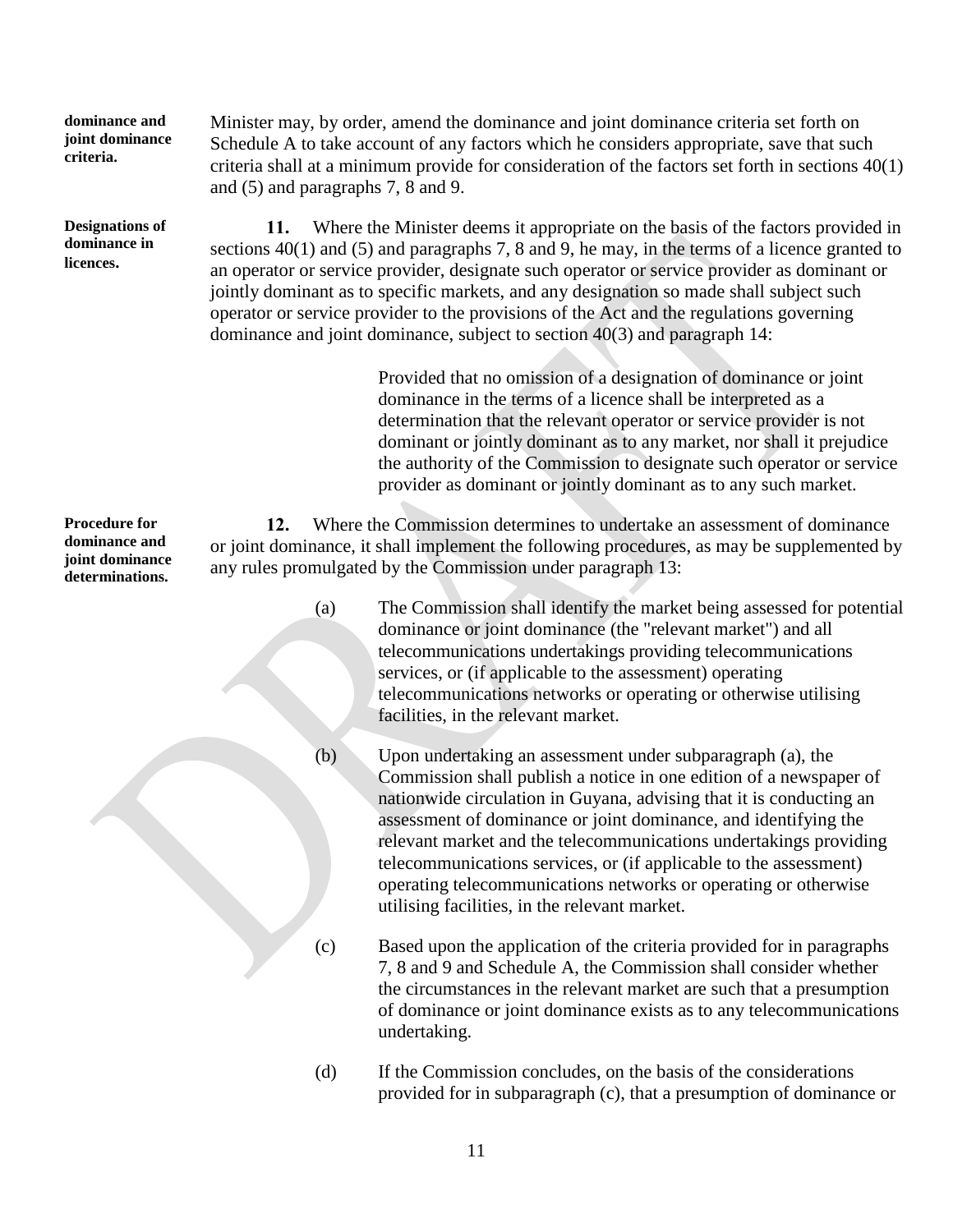**dominance and joint dominance criteria.**

Minister may, by order, amend the dominance and joint dominance criteria set forth on Schedule A to take account of any factors which he considers appropriate, save that such criteria shall at a minimum provide for consideration of the factors set forth in sections 40(1) and (5) and paragraphs 7, 8 and 9.

**Designations of dominance in licences.**

**11.** Where the Minister deems it appropriate on the basis of the factors provided in sections 40(1) and (5) and paragraphs 7, 8 and 9, he may, in the terms of a licence granted to an operator or service provider, designate such operator or service provider as dominant or jointly dominant as to specific markets, and any designation so made shall subject such operator or service provider to the provisions of the Act and the regulations governing dominance and joint dominance, subject to section 40(3) and paragraph 14:

> Provided that no omission of a designation of dominance or joint dominance in the terms of a licence shall be interpreted as a determination that the relevant operator or service provider is not dominant or jointly dominant as to any market, nor shall it prejudice the authority of the Commission to designate such operator or service provider as dominant or jointly dominant as to any such market.

**Procedure for dominance and joint dominance determinations.**

**12.** Where the Commission determines to undertake an assessment of dominance or joint dominance, it shall implement the following procedures, as may be supplemented by any rules promulgated by the Commission under paragraph 13:

(a) The Commission shall identify the market being assessed for potential dominance or joint dominance (the "relevant market") and all telecommunications undertakings providing telecommunications services, or (if applicable to the assessment) operating telecommunications networks or operating or otherwise utilising facilities, in the relevant market.

(b) Upon undertaking an assessment under subparagraph (a), the Commission shall publish a notice in one edition of a newspaper of nationwide circulation in Guyana, advising that it is conducting an assessment of dominance or joint dominance, and identifying the relevant market and the telecommunications undertakings providing telecommunications services, or (if applicable to the assessment) operating telecommunications networks or operating or otherwise utilising facilities, in the relevant market.

(c) Based upon the application of the criteria provided for in paragraphs 7, 8 and 9 and Schedule A, the Commission shall consider whether the circumstances in the relevant market are such that a presumption of dominance or joint dominance exists as to any telecommunications undertaking.

(d) If the Commission concludes, on the basis of the considerations provided for in subparagraph (c), that a presumption of dominance or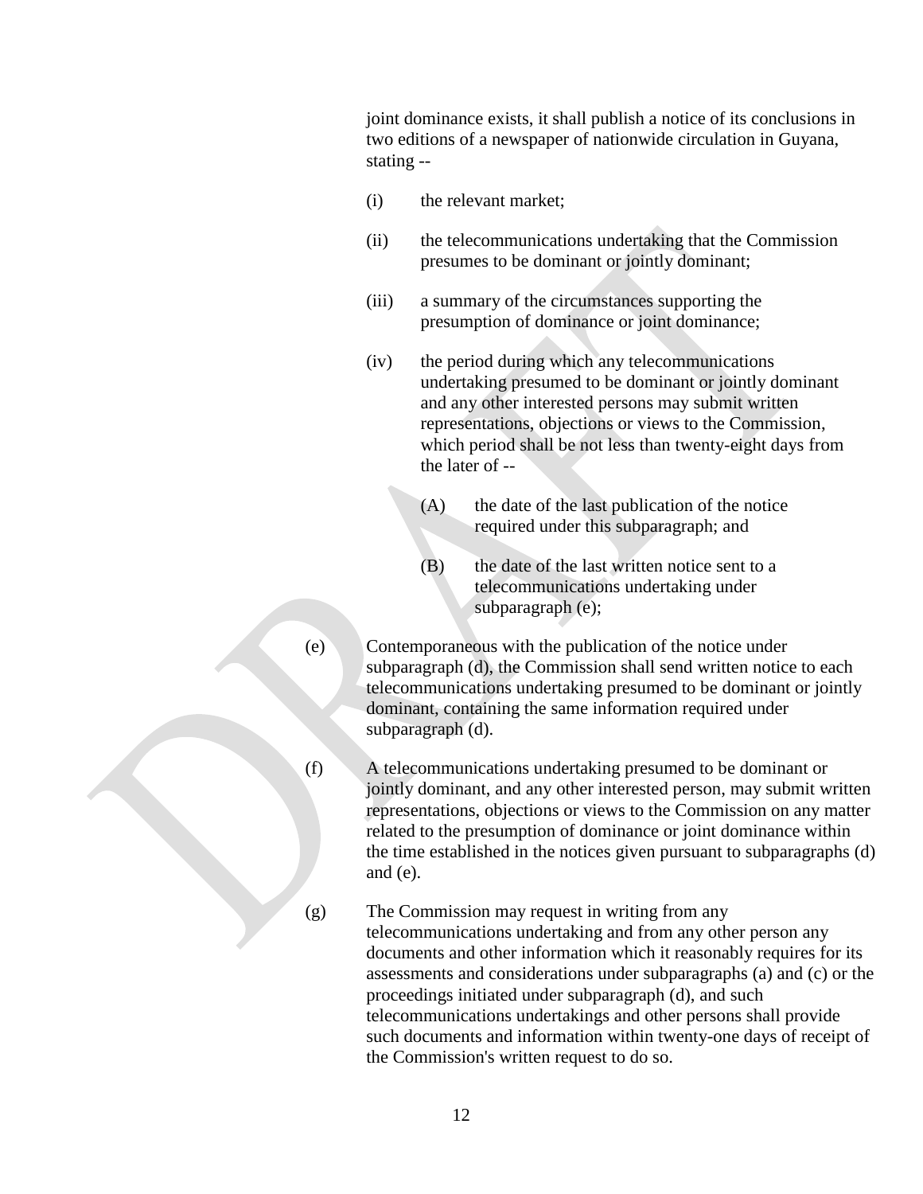joint dominance exists, it shall publish a notice of its conclusions in two editions of a newspaper of nationwide circulation in Guyana, stating --

(i) the relevant market;

(ii) the telecommunications undertaking that the Commission presumes to be dominant or jointly dominant;

(iii) a summary of the circumstances supporting the presumption of dominance or joint dominance;

(iv) the period during which any telecommunications undertaking presumed to be dominant or jointly dominant and any other interested persons may submit written representations, objections or views to the Commission, which period shall be not less than twenty-eight days from the later of --

(A) the date of the last publication of the notice required under this subparagraph; and

(B) the date of the last written notice sent to a telecommunications undertaking under subparagraph (e);

(e) Contemporaneous with the publication of the notice under subparagraph (d), the Commission shall send written notice to each telecommunications undertaking presumed to be dominant or jointly dominant, containing the same information required under subparagraph (d).

(f) A telecommunications undertaking presumed to be dominant or jointly dominant, and any other interested person, may submit written representations, objections or views to the Commission on any matter related to the presumption of dominance or joint dominance within the time established in the notices given pursuant to subparagraphs (d) and (e).

(g) The Commission may request in writing from any telecommunications undertaking and from any other person any documents and other information which it reasonably requires for its assessments and considerations under subparagraphs (a) and (c) or the proceedings initiated under subparagraph (d), and such telecommunications undertakings and other persons shall provide such documents and information within twenty-one days of receipt of the Commission's written request to do so.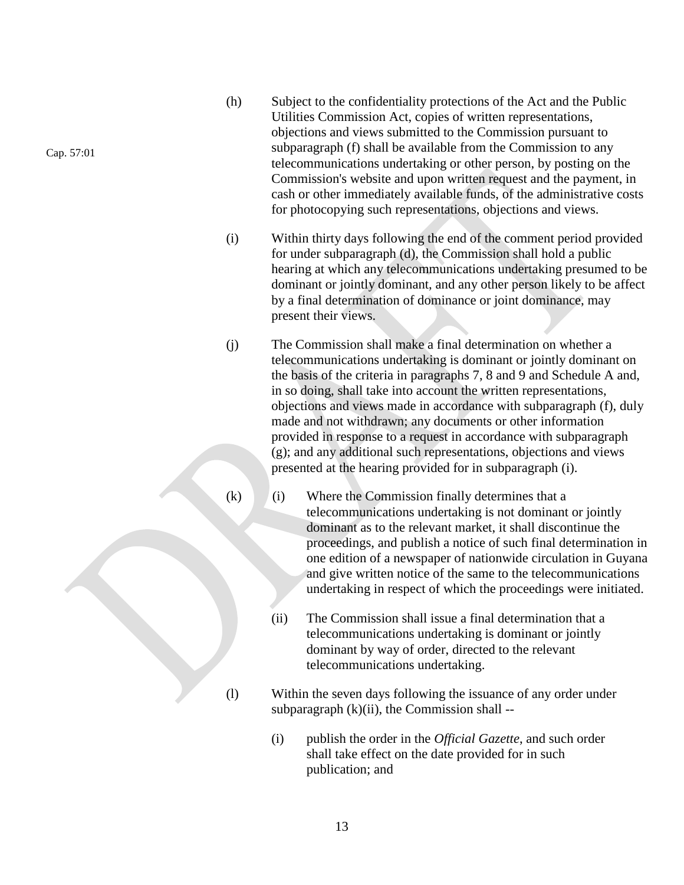Cap. 57:01

(h) Subject to the confidentiality protections of the Act and the Public Utilities Commission Act, copies of written representations, objections and views submitted to the Commission pursuant to subparagraph (f) shall be available from the Commission to any telecommunications undertaking or other person, by posting on the Commission's website and upon written request and the payment, in cash or other immediately available funds, of the administrative costs for photocopying such representations, objections and views.

(i) Within thirty days following the end of the comment period provided for under subparagraph (d), the Commission shall hold a public hearing at which any telecommunications undertaking presumed to be dominant or jointly dominant, and any other person likely to be affect by a final determination of dominance or joint dominance, may present their views.

(j) The Commission shall make a final determination on whether a telecommunications undertaking is dominant or jointly dominant on the basis of the criteria in paragraphs 7, 8 and 9 and Schedule A and, in so doing, shall take into account the written representations, objections and views made in accordance with subparagraph (f), duly made and not withdrawn; any documents or other information provided in response to a request in accordance with subparagraph (g); and any additional such representations, objections and views presented at the hearing provided for in subparagraph (i).

(k) (i) Where the Commission finally determines that a telecommunications undertaking is not dominant or jointly dominant as to the relevant market, it shall discontinue the proceedings, and publish a notice of such final determination in one edition of a newspaper of nationwide circulation in Guyana and give written notice of the same to the telecommunications undertaking in respect of which the proceedings were initiated.

(ii) The Commission shall issue a final determination that a telecommunications undertaking is dominant or jointly dominant by way of order, directed to the relevant telecommunications undertaking.

(l) Within the seven days following the issuance of any order under subparagraph (k)(ii), the Commission shall --

(i) publish the order in the *Official Gazette*, and such order shall take effect on the date provided for in such publication; and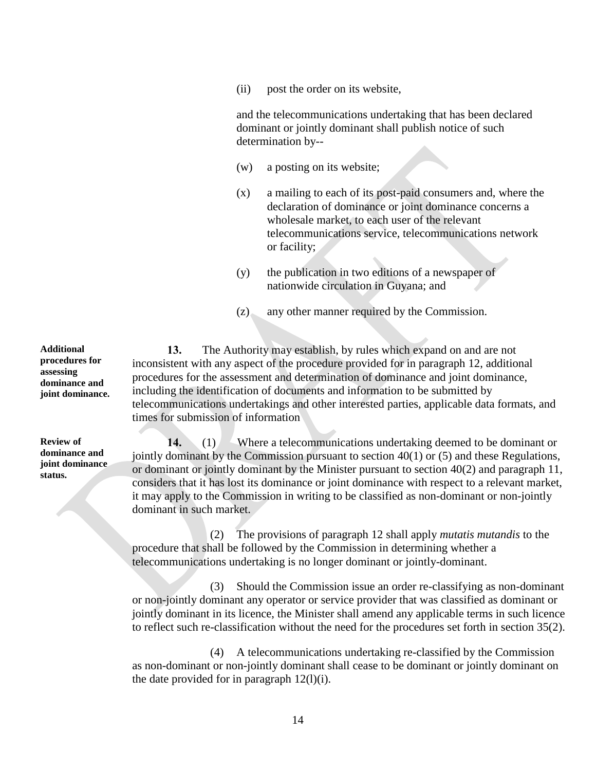(ii) post the order on its website,

and the telecommunications undertaking that has been declared dominant or jointly dominant shall publish notice of such determination by--

(w) a posting on its website;

(x) a mailing to each of its post-paid consumers and, where the declaration of dominance or joint dominance concerns a wholesale market, to each user of the relevant telecommunications service, telecommunications network or facility;

(y) the publication in two editions of a newspaper of nationwide circulation in Guyana; and

(z) any other manner required by the Commission.

**Additional procedures for assessing dominance and joint dominance.**

**13.** The Authority may establish, by rules which expand on and are not inconsistent with any aspect of the procedure provided for in paragraph 12, additional procedures for the assessment and determination of dominance and joint dominance, including the identification of documents and information to be submitted by telecommunications undertakings and other interested parties, applicable data formats, and times for submission of information

**Review of dominance and joint dominance status.**

**14.** (1) Where a telecommunications undertaking deemed to be dominant or jointly dominant by the Commission pursuant to section 40(1) or (5) and these Regulations, or dominant or jointly dominant by the Minister pursuant to section 40(2) and paragraph 11, considers that it has lost its dominance or joint dominance with respect to a relevant market, it may apply to the Commission in writing to be classified as non-dominant or non-jointly dominant in such market.

(2) The provisions of paragraph 12 shall apply *mutatis mutandis* to the procedure that shall be followed by the Commission in determining whether a telecommunications undertaking is no longer dominant or jointly-dominant.

(3) Should the Commission issue an order re-classifying as non-dominant or non-jointly dominant any operator or service provider that was classified as dominant or jointly dominant in its licence, the Minister shall amend any applicable terms in such licence to reflect such re-classification without the need for the procedures set forth in section 35(2).

(4) A telecommunications undertaking re-classified by the Commission as non-dominant or non-jointly dominant shall cease to be dominant or jointly dominant on the date provided for in paragraph 12(l)(i).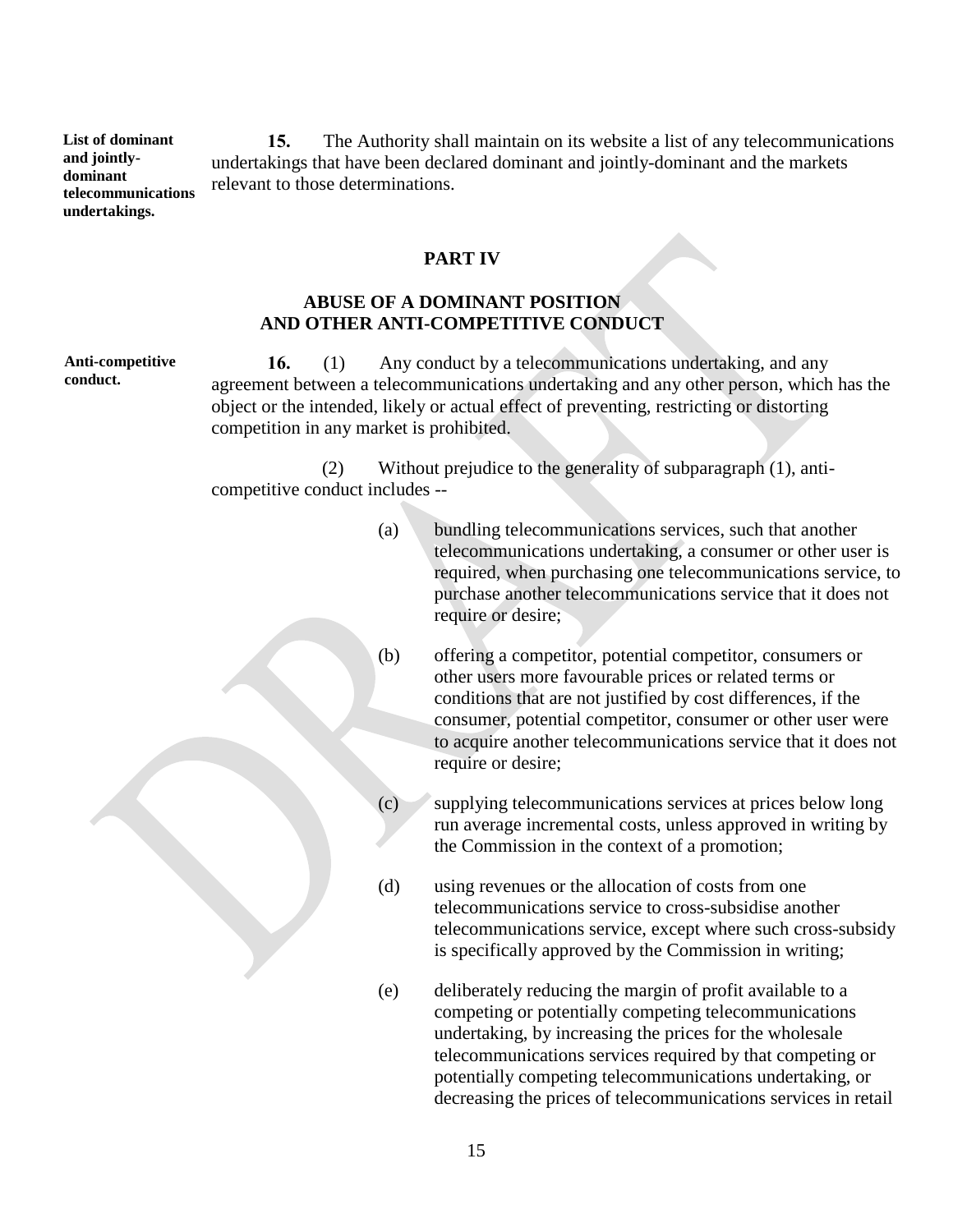**List of dominant and jointly-dominant telecommunications undertakings.**

**15.** The Authority shall maintain on its website a list of any telecommunications undertakings that have been declared dominant and jointly-dominant and the markets relevant to those determinations.

## PART IV

### ABUSE OF A DOMINANT POSITION AND OTHER ANTI-COMPETITIVE CONDUCT

**Anti-competitive conduct.**

**16.** (1) Any conduct by a telecommunications undertaking, and any agreement between a telecommunications undertaking and any other person, which has the object or the intended, likely or actual effect of preventing, restricting or distorting competition in any market is prohibited.

(2) Without prejudice to the generality of subparagraph (1), anti-competitive conduct includes --

(a) bundling telecommunications services, such that another telecommunications undertaking, a consumer or other user is required, when purchasing one telecommunications service, to purchase another telecommunications service that it does not require or desire;

(b) offering a competitor, potential competitor, consumers or other users more favourable prices or related terms or conditions that are not justified by cost differences, if the consumer, potential competitor, consumer or other user were to acquire another telecommunications service that it does not require or desire;

(c) supplying telecommunications services at prices below long run average incremental costs, unless approved in writing by the Commission in the context of a promotion;

(d) using revenues or the allocation of costs from one telecommunications service to cross-subsidise another telecommunications service, except where such cross-subsidy is specifically approved by the Commission in writing;

(e) deliberately reducing the margin of profit available to a competing or potentially competing telecommunications undertaking, by increasing the prices for the wholesale telecommunications services required by that competing or potentially competing telecommunications undertaking, or decreasing the prices of telecommunications services in retail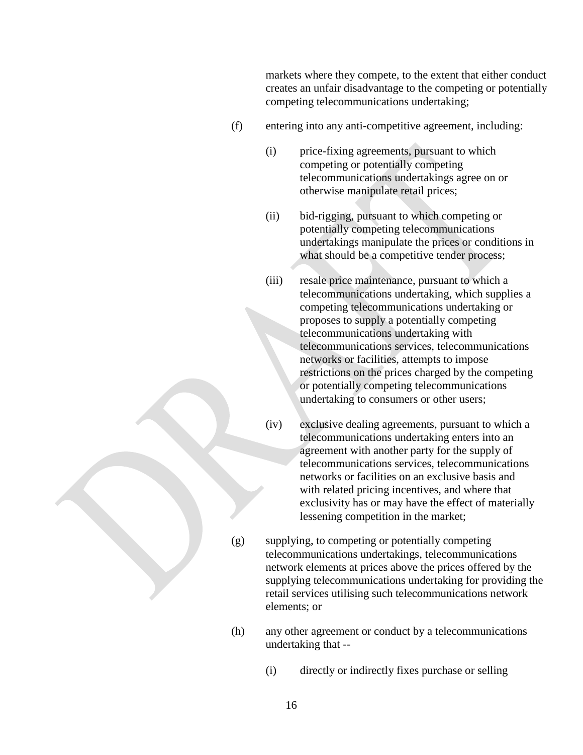markets where they compete, to the extent that either conduct creates an unfair disadvantage to the competing or potentially competing telecommunications undertaking;

(f) entering into any anti-competitive agreement, including:

(i) price-fixing agreements, pursuant to which competing or potentially competing telecommunications undertakings agree on or otherwise manipulate retail prices;

(ii) bid-rigging, pursuant to which competing or potentially competing telecommunications undertakings manipulate the prices or conditions in what should be a competitive tender process;

(iii) resale price maintenance, pursuant to which a telecommunications undertaking, which supplies a competing telecommunications undertaking or proposes to supply a potentially competing telecommunications undertaking with telecommunications services, telecommunications networks or facilities, attempts to impose restrictions on the prices charged by the competing or potentially competing telecommunications undertaking to consumers or other users;

(iv) exclusive dealing agreements, pursuant to which a telecommunications undertaking enters into an agreement with another party for the supply of telecommunications services, telecommunications networks or facilities on an exclusive basis and with related pricing incentives, and where that exclusivity has or may have the effect of materially lessening competition in the market;

(g) supplying, to competing or potentially competing telecommunications undertakings, telecommunications network elements at prices above the prices offered by the supplying telecommunications undertaking for providing the retail services utilising such telecommunications network elements; or

(h) any other agreement or conduct by a telecommunications undertaking that --

(i) directly or indirectly fixes purchase or selling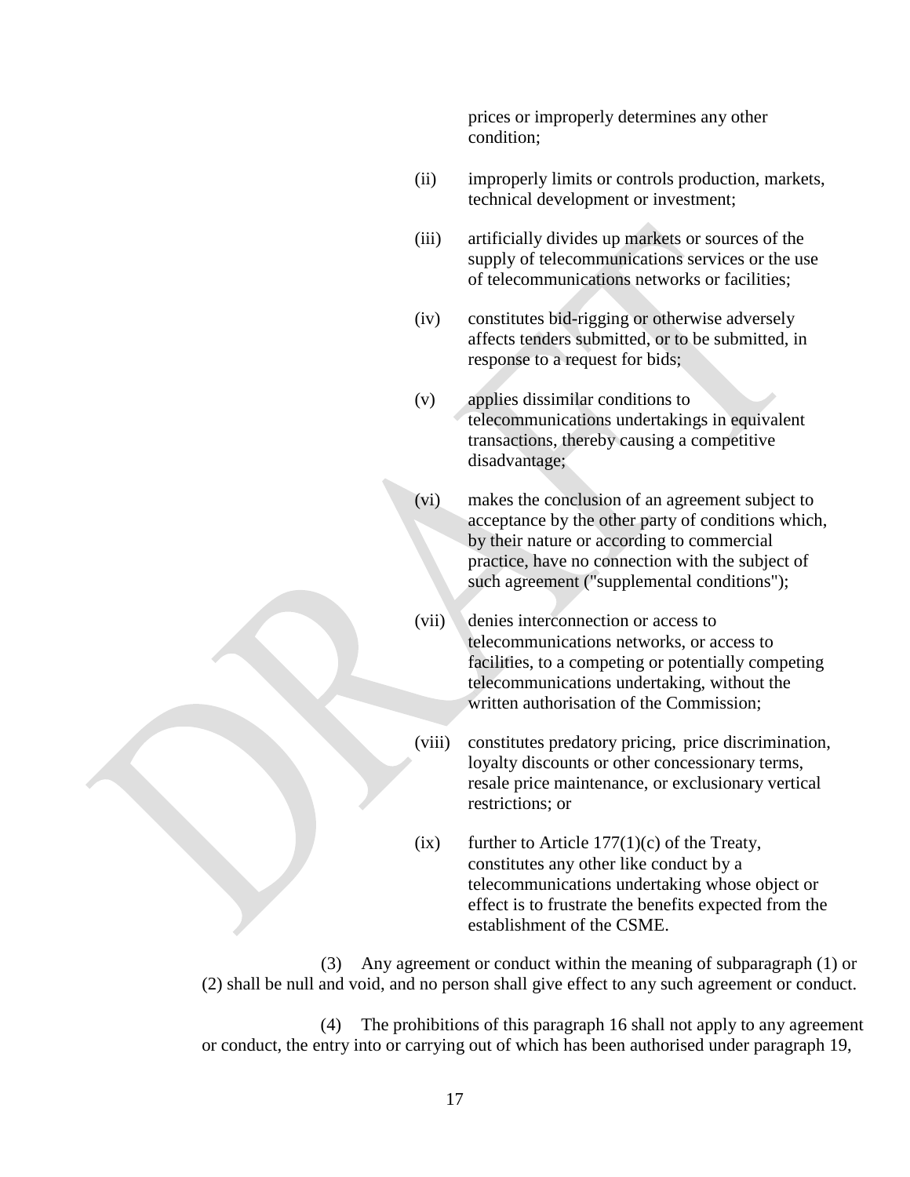prices or improperly determines any other condition;

(ii) improperly limits or controls production, markets, technical development or investment;

(iii) artificially divides up markets or sources of the supply of telecommunications services or the use of telecommunications networks or facilities;

(iv) constitutes bid-rigging or otherwise adversely affects tenders submitted, or to be submitted, in response to a request for bids;

(v) applies dissimilar conditions to telecommunications undertakings in equivalent transactions, thereby causing a competitive disadvantage;

(vi) makes the conclusion of an agreement subject to acceptance by the other party of conditions which, by their nature or according to commercial practice, have no connection with the subject of such agreement ("supplemental conditions");

(vii) denies interconnection or access to telecommunications networks, or access to facilities, to a competing or potentially competing telecommunications undertaking, without the written authorisation of the Commission;

(viii) constitutes predatory pricing, price discrimination, loyalty discounts or other concessionary terms, resale price maintenance, or exclusionary vertical restrictions; or

(ix) further to Article 177(1)(c) of the Treaty, constitutes any other like conduct by a telecommunications undertaking whose object or effect is to frustrate the benefits expected from the establishment of the CSME.

(3) Any agreement or conduct within the meaning of subparagraph (1) or (2) shall be null and void, and no person shall give effect to any such agreement or conduct.

(4) The prohibitions of this paragraph 16 shall not apply to any agreement or conduct, the entry into or carrying out of which has been authorised under paragraph 19,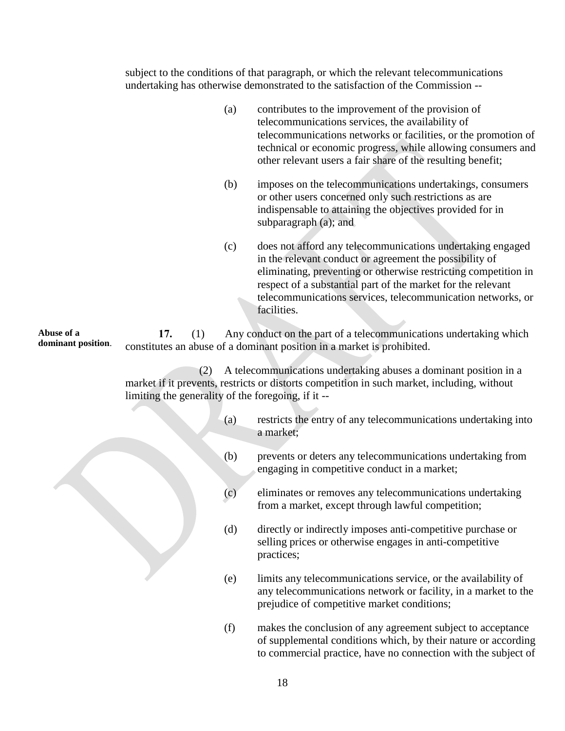subject to the conditions of that paragraph, or which the relevant telecommunications undertaking has otherwise demonstrated to the satisfaction of the Commission --

(a) contributes to the improvement of the provision of telecommunications services, the availability of telecommunications networks or facilities, or the promotion of technical or economic progress, while allowing consumers and other relevant users a fair share of the resulting benefit;

(b) imposes on the telecommunications undertakings, consumers or other users concerned only such restrictions as are indispensable to attaining the objectives provided for in subparagraph (a); and

(c) does not afford any telecommunications undertaking engaged in the relevant conduct or agreement the possibility of eliminating, preventing or otherwise restricting competition in respect of a substantial part of the market for the relevant telecommunications services, telecommunication networks, or facilities.

**Abuse of a dominant position.**

**17.** (1) Any conduct on the part of a telecommunications undertaking which constitutes an abuse of a dominant position in a market is prohibited.

(2) A telecommunications undertaking abuses a dominant position in a market if it prevents, restricts or distorts competition in such market, including, without limiting the generality of the foregoing, if it --

(a) restricts the entry of any telecommunications undertaking into a market;

(b) prevents or deters any telecommunications undertaking from engaging in competitive conduct in a market;

(c) eliminates or removes any telecommunications undertaking from a market, except through lawful competition;

(d) directly or indirectly imposes anti-competitive purchase or selling prices or otherwise engages in anti-competitive practices;

(e) limits any telecommunications service, or the availability of any telecommunications network or facility, in a market to the prejudice of competitive market conditions;

(f) makes the conclusion of any agreement subject to acceptance of supplemental conditions which, by their nature or according to commercial practice, have no connection with the subject of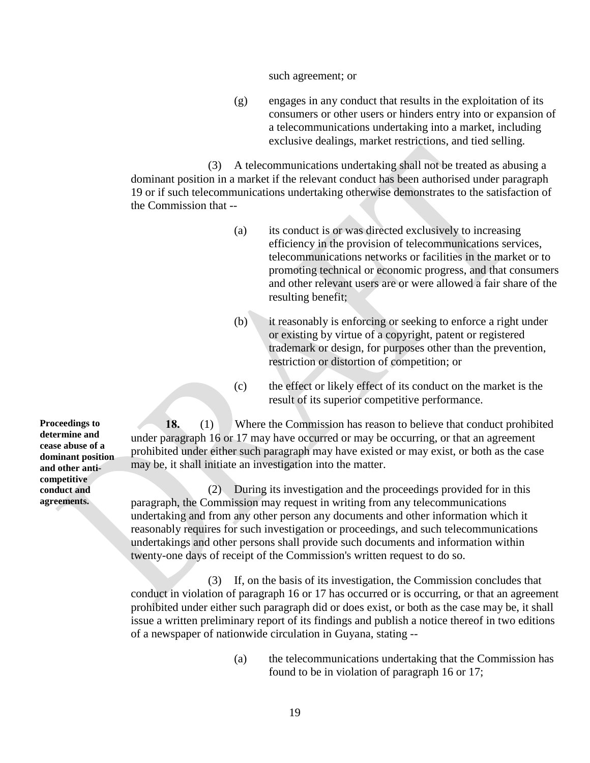such agreement; or

(g) engages in any conduct that results in the exploitation of its consumers or other users or hinders entry into or expansion of a telecommunications undertaking into a market, including exclusive dealings, market restrictions, and tied selling.

(3) A telecommunications undertaking shall not be treated as abusing a dominant position in a market if the relevant conduct has been authorised under paragraph 19 or if such telecommunications undertaking otherwise demonstrates to the satisfaction of the Commission that --

(a) its conduct is or was directed exclusively to increasing efficiency in the provision of telecommunications services, telecommunications networks or facilities in the market or to promoting technical or economic progress, and that consumers and other relevant users are or were allowed a fair share of the resulting benefit;

(b) it reasonably is enforcing or seeking to enforce a right under or existing by virtue of a copyright, patent or registered trademark or design, for purposes other than the prevention, restriction or distortion of competition; or

(c) the effect or likely effect of its conduct on the market is the result of its superior competitive performance.

**Proceedings to determine and cease abuse of a dominant position and other anti-competitive conduct and agreements.**

**18.** (1) Where the Commission has reason to believe that conduct prohibited under paragraph 16 or 17 may have occurred or may be occurring, or that an agreement prohibited under either such paragraph may have existed or may exist, or both as the case may be, it shall initiate an investigation into the matter.

(2) During its investigation and the proceedings provided for in this paragraph, the Commission may request in writing from any telecommunications undertaking and from any other person any documents and other information which it reasonably requires for such investigation or proceedings, and such telecommunications undertakings and other persons shall provide such documents and information within twenty-one days of receipt of the Commission's written request to do so.

(3) If, on the basis of its investigation, the Commission concludes that conduct in violation of paragraph 16 or 17 has occurred or is occurring, or that an agreement prohibited under either such paragraph did or does exist, or both as the case may be, it shall issue a written preliminary report of its findings and publish a notice thereof in two editions of a newspaper of nationwide circulation in Guyana, stating --

(a) the telecommunications undertaking that the Commission has found to be in violation of paragraph 16 or 17;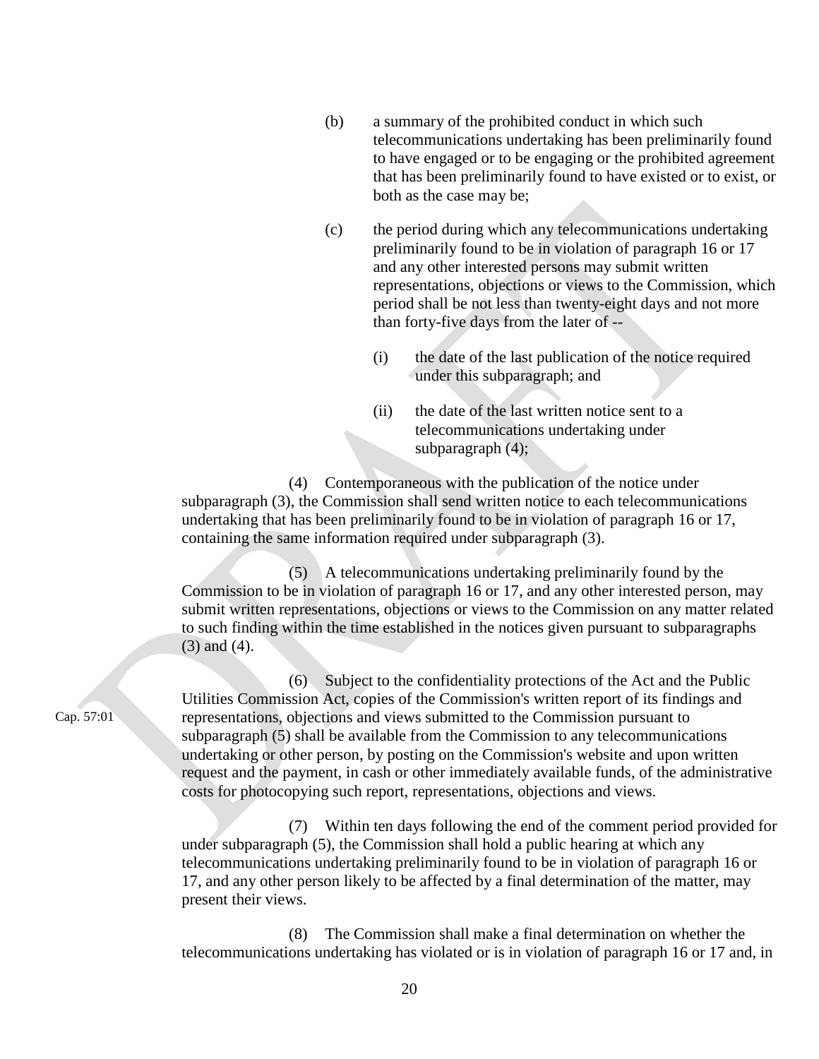(b) a summary of the prohibited conduct in which such telecommunications undertaking has been preliminarily found to have engaged or to be engaging or the prohibited agreement that has been preliminarily found to have existed or to exist, or both as the case may be;

(c) the period during which any telecommunications undertaking preliminarily found to be in violation of paragraph 16 or 17 and any other interested persons may submit written representations, objections or views to the Commission, which period shall be not less than twenty-eight days and not more than forty-five days from the later of --

(i) the date of the last publication of the notice required under this subparagraph; and

(ii) the date of the last written notice sent to a telecommunications undertaking under subparagraph (4);

(4) Contemporaneous with the publication of the notice under subparagraph (3), the Commission shall send written notice to each telecommunications undertaking that has been preliminarily found to be in violation of paragraph 16 or 17, containing the same information required under subparagraph (3).

(5) A telecommunications undertaking preliminarily found by the Commission to be in violation of paragraph 16 or 17, and any other interested person, may submit written representations, objections or views to the Commission on any matter related to such finding within the time established in the notices given pursuant to subparagraphs (3) and (4).

Cap. 57:01

(6) Subject to the confidentiality protections of the Act and the Public Utilities Commission Act, copies of the Commission's written report of its findings and representations, objections and views submitted to the Commission pursuant to subparagraph (5) shall be available from the Commission to any telecommunications undertaking or other person, by posting on the Commission's website and upon written request and the payment, in cash or other immediately available funds, of the administrative costs for photocopying such report, representations, objections and views.

(7) Within ten days following the end of the comment period provided for under subparagraph (5), the Commission shall hold a public hearing at which any telecommunications undertaking preliminarily found to be in violation of paragraph 16 or 17, and any other person likely to be affected by a final determination of the matter, may present their views.

(8) The Commission shall make a final determination on whether the telecommunications undertaking has violated or is in violation of paragraph 16 or 17 and, in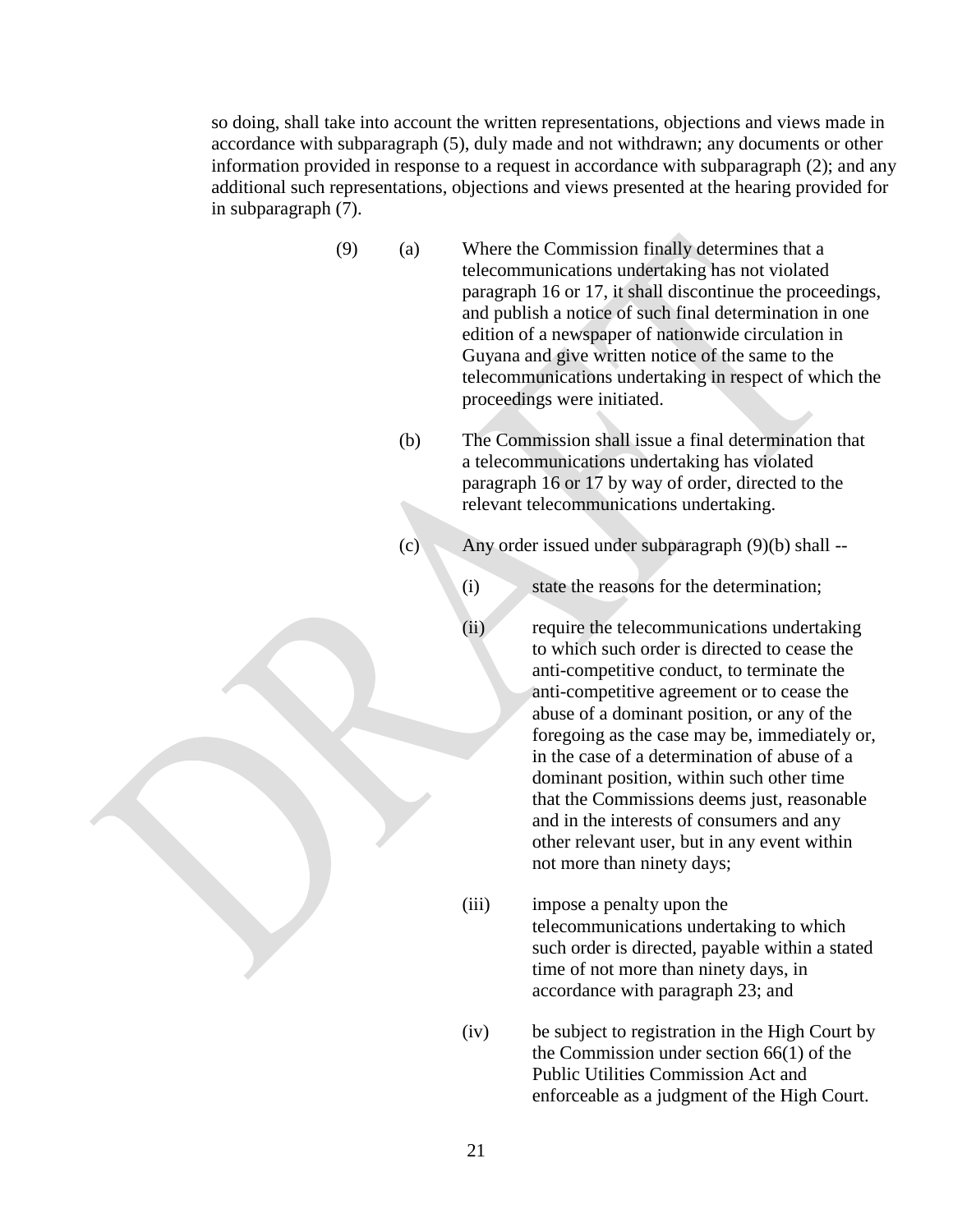so doing, shall take into account the written representations, objections and views made in accordance with subparagraph (5), duly made and not withdrawn; any documents or other information provided in response to a request in accordance with subparagraph (2); and any additional such representations, objections and views presented at the hearing provided for in subparagraph (7).

(9) (a) Where the Commission finally determines that a telecommunications undertaking has not violated paragraph 16 or 17, it shall discontinue the proceedings, and publish a notice of such final determination in one edition of a newspaper of nationwide circulation in Guyana and give written notice of the same to the telecommunications undertaking in respect of which the proceedings were initiated.

(b) The Commission shall issue a final determination that a telecommunications undertaking has violated paragraph 16 or 17 by way of order, directed to the relevant telecommunications undertaking.

(c) Any order issued under subparagraph (9)(b) shall --

(i) state the reasons for the determination;

(ii) require the telecommunications undertaking to which such order is directed to cease the anti-competitive conduct, to terminate the anti-competitive agreement or to cease the abuse of a dominant position, or any of the foregoing as the case may be, immediately or, in the case of a determination of abuse of a dominant position, within such other time that the Commissions deems just, reasonable and in the interests of consumers and any other relevant user, but in any event within not more than ninety days;

(iii) impose a penalty upon the telecommunications undertaking to which such order is directed, payable within a stated time of not more than ninety days, in accordance with paragraph 23; and

(iv) be subject to registration in the High Court by the Commission under section 66(1) of the Public Utilities Commission Act and enforceable as a judgment of the High Court.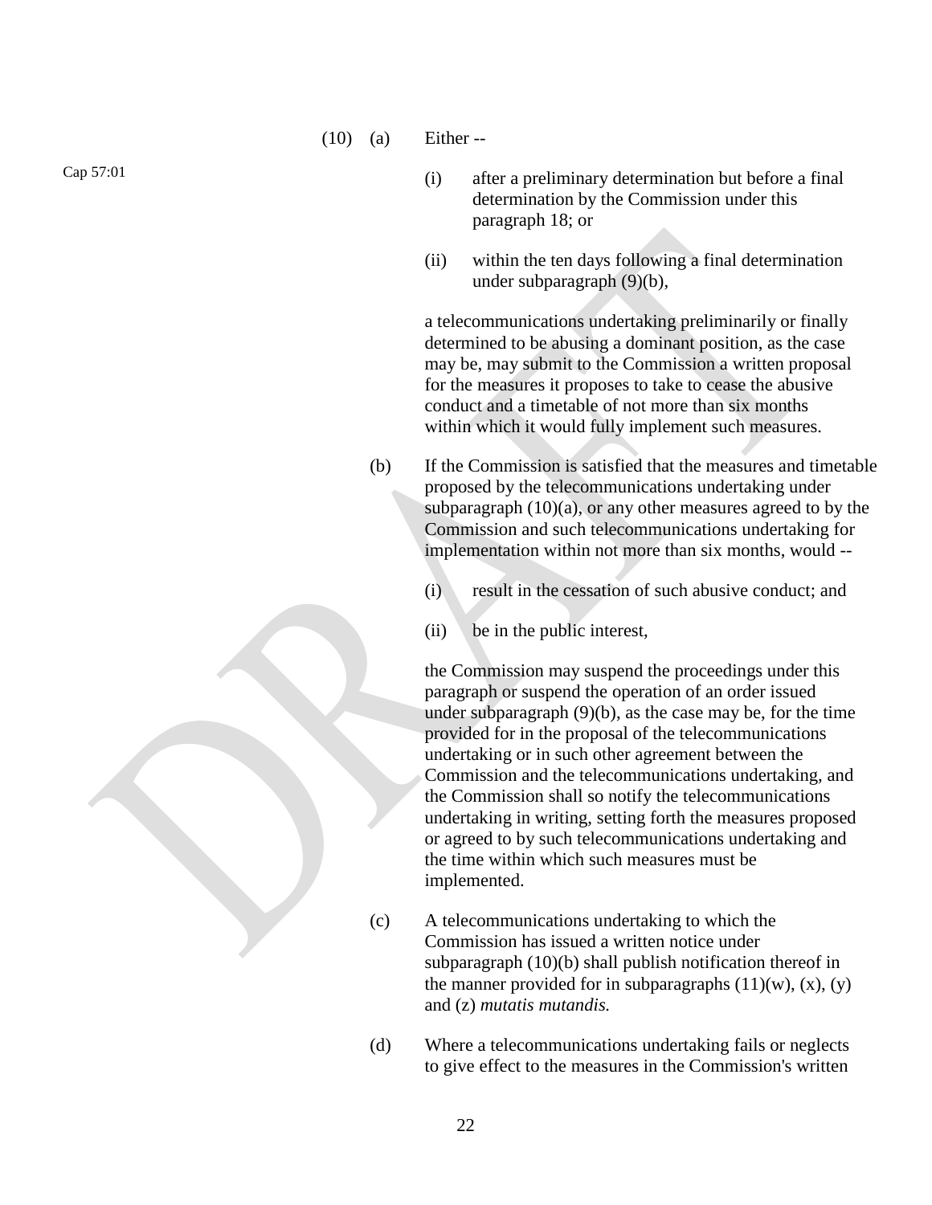Cap 57:01

(10) (a) Either --

(i) after a preliminary determination but before a final determination by the Commission under this paragraph 18; or

(ii) within the ten days following a final determination under subparagraph (9)(b),

a telecommunications undertaking preliminarily or finally determined to be abusing a dominant position, as the case may be, may submit to the Commission a written proposal for the measures it proposes to take to cease the abusive conduct and a timetable of not more than six months within which it would fully implement such measures.

(b) If the Commission is satisfied that the measures and timetable proposed by the telecommunications undertaking under subparagraph (10)(a), or any other measures agreed to by the Commission and such telecommunications undertaking for implementation within not more than six months, would --

(i) result in the cessation of such abusive conduct; and

(ii) be in the public interest,

the Commission may suspend the proceedings under this paragraph or suspend the operation of an order issued under subparagraph (9)(b), as the case may be, for the time provided for in the proposal of the telecommunications undertaking or in such other agreement between the Commission and the telecommunications undertaking, and the Commission shall so notify the telecommunications undertaking in writing, setting forth the measures proposed or agreed to by such telecommunications undertaking and the time within which such measures must be implemented.

(c) A telecommunications undertaking to which the Commission has issued a written notice under subparagraph (10)(b) shall publish notification thereof in the manner provided for in subparagraphs (11)(w), (x), (y) and (z) *mutatis mutandis.*

(d) Where a telecommunications undertaking fails or neglects to give effect to the measures in the Commission's written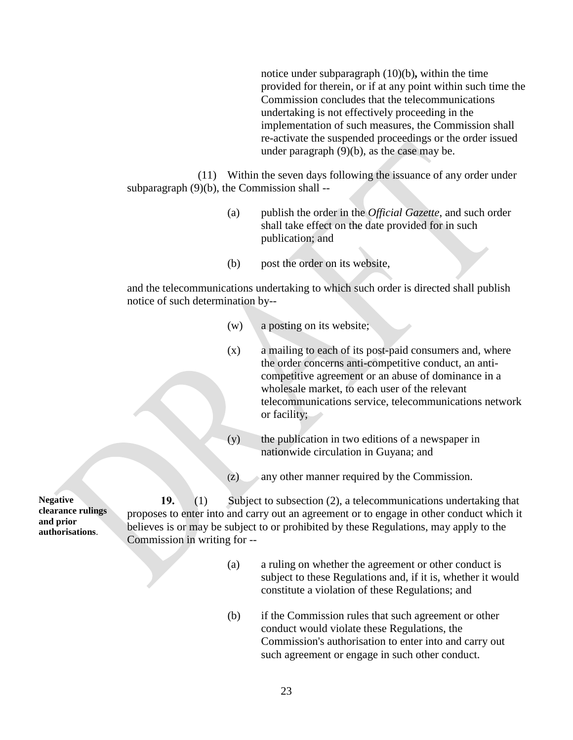notice under subparagraph (10)(b)**,** within the time provided for therein, or if at any point within such time the Commission concludes that the telecommunications undertaking is not effectively proceeding in the implementation of such measures, the Commission shall re-activate the suspended proceedings or the order issued under paragraph (9)(b), as the case may be.

(11) Within the seven days following the issuance of any order under subparagraph (9)(b), the Commission shall --

(a) publish the order in the *Official Gazette*, and such order shall take effect on the date provided for in such publication; and

(b) post the order on its website,

and the telecommunications undertaking to which such order is directed shall publish notice of such determination by--

(w) a posting on its website;

(x) a mailing to each of its post-paid consumers and, where the order concerns anti-competitive conduct, an anti-competitive agreement or an abuse of dominance in a wholesale market, to each user of the relevant telecommunications service, telecommunications network or facility;

(y) the publication in two editions of a newspaper in nationwide circulation in Guyana; and

(z) any other manner required by the Commission.

**Negative clearance rulings and prior authorisations.**

**19.** (1) Subject to subsection (2), a telecommunications undertaking that proposes to enter into and carry out an agreement or to engage in other conduct which it believes is or may be subject to or prohibited by these Regulations, may apply to the Commission in writing for --

(a) a ruling on whether the agreement or other conduct is subject to these Regulations and, if it is, whether it would constitute a violation of these Regulations; and

(b) if the Commission rules that such agreement or other conduct would violate these Regulations, the Commission's authorisation to enter into and carry out such agreement or engage in such other conduct.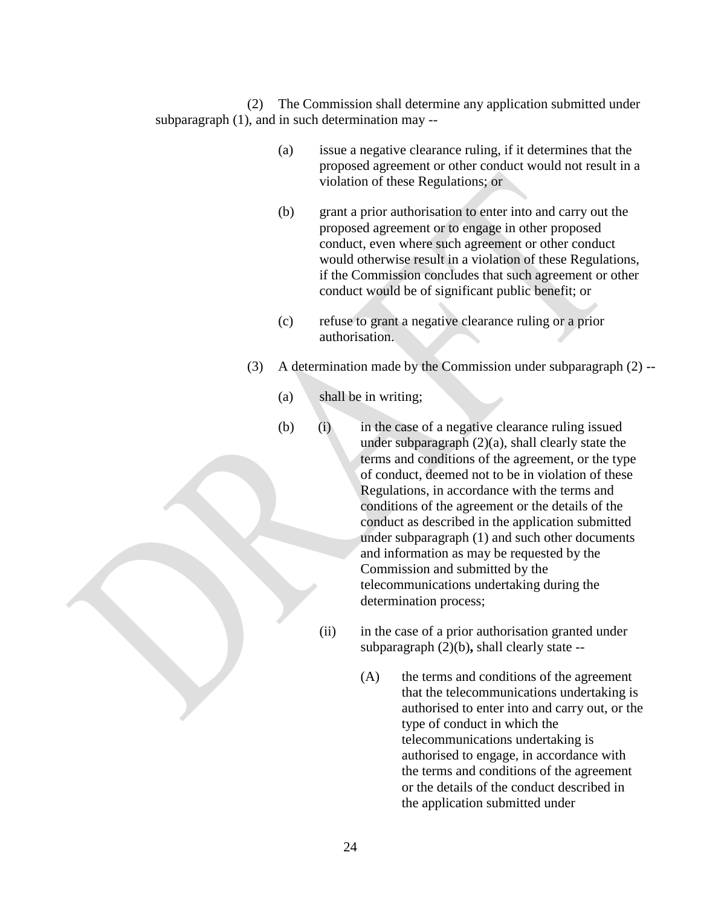(2) The Commission shall determine any application submitted under subparagraph (1), and in such determination may --

(a) issue a negative clearance ruling, if it determines that the proposed agreement or other conduct would not result in a violation of these Regulations; or

(b) grant a prior authorisation to enter into and carry out the proposed agreement or to engage in other proposed conduct, even where such agreement or other conduct would otherwise result in a violation of these Regulations, if the Commission concludes that such agreement or other conduct would be of significant public benefit; or

(c) refuse to grant a negative clearance ruling or a prior authorisation.

(3) A determination made by the Commission under subparagraph (2) --

(a) shall be in writing;

(b) (i) in the case of a negative clearance ruling issued under subparagraph (2)(a), shall clearly state the terms and conditions of the agreement, or the type of conduct, deemed not to be in violation of these Regulations, in accordance with the terms and conditions of the agreement or the details of the conduct as described in the application submitted under subparagraph (1) and such other documents and information as may be requested by the Commission and submitted by the telecommunications undertaking during the determination process;

(ii) in the case of a prior authorisation granted under subparagraph (2)(b), shall clearly state --

(A) the terms and conditions of the agreement that the telecommunications undertaking is authorised to enter into and carry out, or the type of conduct in which the telecommunications undertaking is authorised to engage, in accordance with the terms and conditions of the agreement or the details of the conduct described in the application submitted under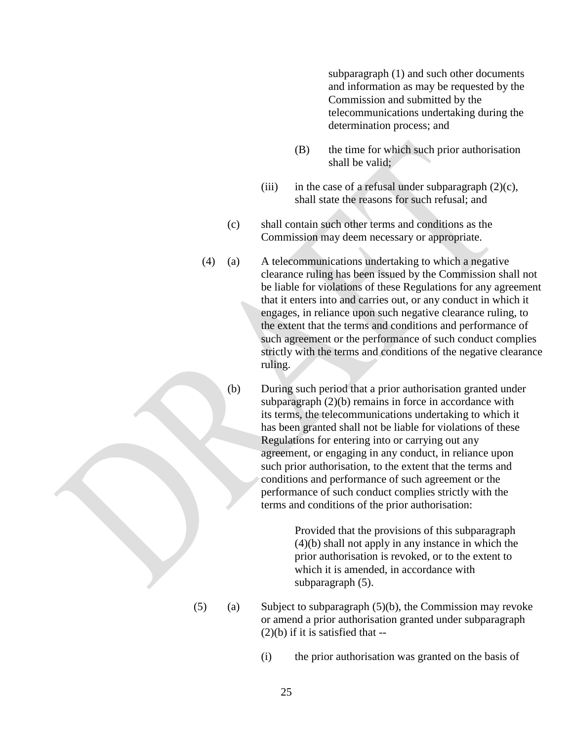subparagraph (1) and such other documents and information as may be requested by the Commission and submitted by the telecommunications undertaking during the determination process; and

(B) the time for which such prior authorisation shall be valid;

(iii) in the case of a refusal under subparagraph (2)(c), shall state the reasons for such refusal; and

(c) shall contain such other terms and conditions as the Commission may deem necessary or appropriate.

(4) (a) A telecommunications undertaking to which a negative clearance ruling has been issued by the Commission shall not be liable for violations of these Regulations for any agreement that it enters into and carries out, or any conduct in which it engages, in reliance upon such negative clearance ruling, to the extent that the terms and conditions and performance of such agreement or the performance of such conduct complies strictly with the terms and conditions of the negative clearance ruling.

(b) During such period that a prior authorisation granted under subparagraph (2)(b) remains in force in accordance with its terms, the telecommunications undertaking to which it has been granted shall not be liable for violations of these Regulations for entering into or carrying out any agreement, or engaging in any conduct, in reliance upon such prior authorisation, to the extent that the terms and conditions and performance of such agreement or the performance of such conduct complies strictly with the terms and conditions of the prior authorisation:

Provided that the provisions of this subparagraph (4)(b) shall not apply in any instance in which the prior authorisation is revoked, or to the extent to which it is amended, in accordance with subparagraph (5).

(5) (a) Subject to subparagraph (5)(b), the Commission may revoke or amend a prior authorisation granted under subparagraph (2)(b) if it is satisfied that --

(i) the prior authorisation was granted on the basis of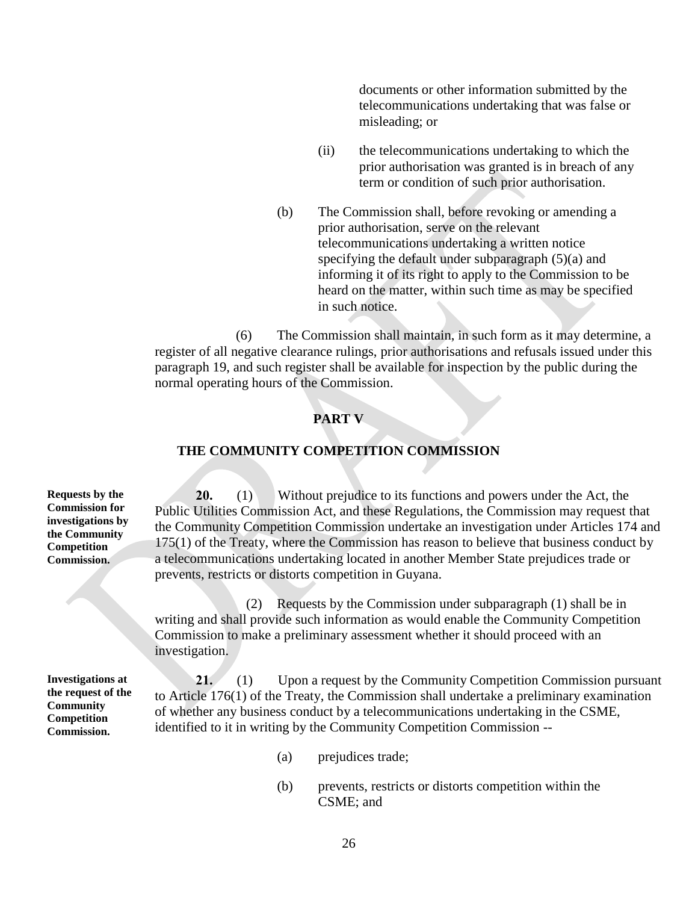documents or other information submitted by the telecommunications undertaking that was false or misleading; or

(ii) the telecommunications undertaking to which the prior authorisation was granted is in breach of any term or condition of such prior authorisation.

(b) The Commission shall, before revoking or amending a prior authorisation, serve on the relevant telecommunications undertaking a written notice specifying the default under subparagraph (5)(a) and informing it of its right to apply to the Commission to be heard on the matter, within such time as may be specified in such notice.

(6) The Commission shall maintain, in such form as it may determine, a register of all negative clearance rulings, prior authorisations and refusals issued under this paragraph 19, and such register shall be available for inspection by the public during the normal operating hours of the Commission.

## PART V

## THE COMMUNITY COMPETITION COMMISSION

**Requests by the Commission for investigations by the Community Competition Commission.**

**20.** (1) Without prejudice to its functions and powers under the Act, the Public Utilities Commission Act, and these Regulations, the Commission may request that the Community Competition Commission undertake an investigation under Articles 174 and 175(1) of the Treaty, where the Commission has reason to believe that business conduct by a telecommunications undertaking located in another Member State prejudices trade or prevents, restricts or distorts competition in Guyana.

(2) Requests by the Commission under subparagraph (1) shall be in writing and shall provide such information as would enable the Community Competition Commission to make a preliminary assessment whether it should proceed with an investigation.

**Investigations at the request of the Community Competition Commission.**

**21.** (1) Upon a request by the Community Competition Commission pursuant to Article 176(1) of the Treaty, the Commission shall undertake a preliminary examination of whether any business conduct by a telecommunications undertaking in the CSME, identified to it in writing by the Community Competition Commission --

(a) prejudices trade;

(b) prevents, restricts or distorts competition within the CSME; and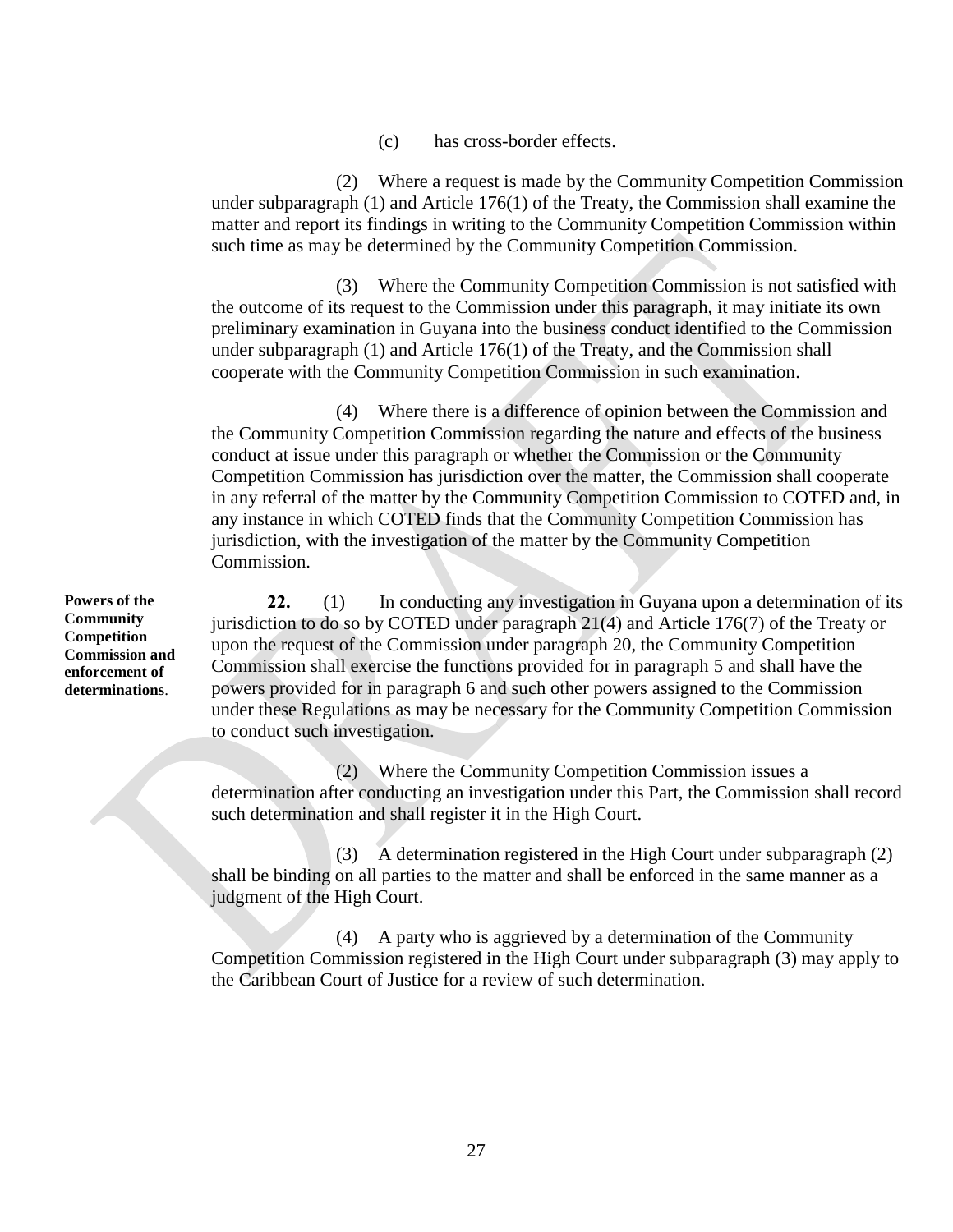(c) has cross-border effects.

(2) Where a request is made by the Community Competition Commission under subparagraph (1) and Article 176(1) of the Treaty, the Commission shall examine the matter and report its findings in writing to the Community Competition Commission within such time as may be determined by the Community Competition Commission.

(3) Where the Community Competition Commission is not satisfied with the outcome of its request to the Commission under this paragraph, it may initiate its own preliminary examination in Guyana into the business conduct identified to the Commission under subparagraph (1) and Article 176(1) of the Treaty, and the Commission shall cooperate with the Community Competition Commission in such examination.

(4) Where there is a difference of opinion between the Commission and the Community Competition Commission regarding the nature and effects of the business conduct at issue under this paragraph or whether the Commission or the Community Competition Commission has jurisdiction over the matter, the Commission shall cooperate in any referral of the matter by the Community Competition Commission to COTED and, in any instance in which COTED finds that the Community Competition Commission has jurisdiction, with the investigation of the matter by the Community Competition Commission.

**Powers of the Community Competition Commission and enforcement of determinations.**

**22.** (1) In conducting any investigation in Guyana upon a determination of its jurisdiction to do so by COTED under paragraph 21(4) and Article 176(7) of the Treaty or upon the request of the Commission under paragraph 20, the Community Competition Commission shall exercise the functions provided for in paragraph 5 and shall have the powers provided for in paragraph 6 and such other powers assigned to the Commission under these Regulations as may be necessary for the Community Competition Commission to conduct such investigation.

(2) Where the Community Competition Commission issues a determination after conducting an investigation under this Part, the Commission shall record such determination and shall register it in the High Court.

(3) A determination registered in the High Court under subparagraph (2) shall be binding on all parties to the matter and shall be enforced in the same manner as a judgment of the High Court.

(4) A party who is aggrieved by a determination of the Community Competition Commission registered in the High Court under subparagraph (3) may apply to the Caribbean Court of Justice for a review of such determination.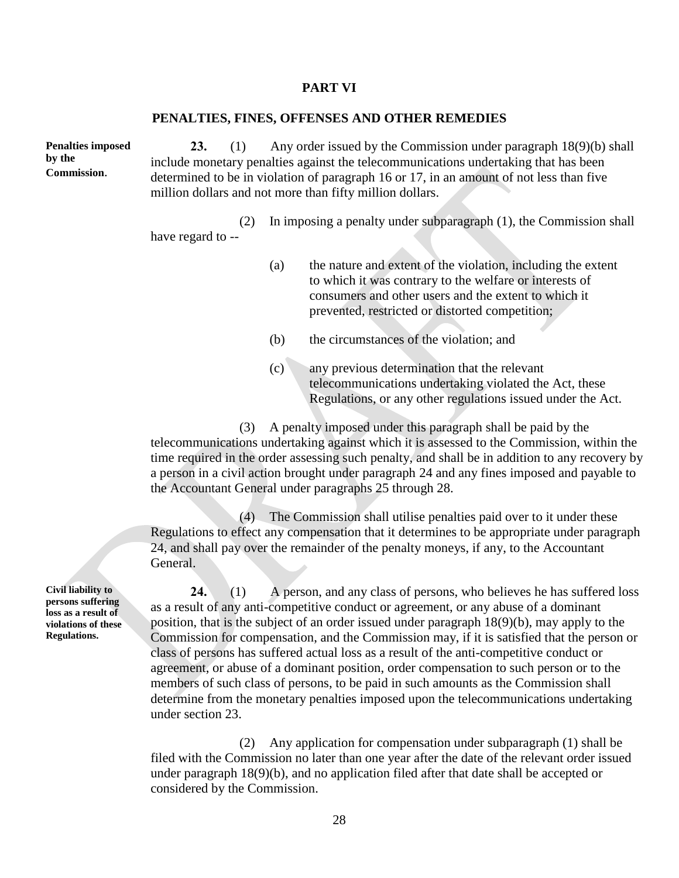# PART VI

## PENALTIES, FINES, OFFENSES AND OTHER REMEDIES

**Penalties imposed by the Commission.**

**23.** (1) Any order issued by the Commission under paragraph 18(9)(b) shall include monetary penalties against the telecommunications undertaking that has been determined to be in violation of paragraph 16 or 17, in an amount of not less than five million dollars and not more than fifty million dollars.

(2) In imposing a penalty under subparagraph (1), the Commission shall have regard to --

(a) the nature and extent of the violation, including the extent to which it was contrary to the welfare or interests of consumers and other users and the extent to which it prevented, restricted or distorted competition;

(b) the circumstances of the violation; and

(c) any previous determination that the relevant telecommunications undertaking violated the Act, these Regulations, or any other regulations issued under the Act.

(3) A penalty imposed under this paragraph shall be paid by the telecommunications undertaking against which it is assessed to the Commission, within the time required in the order assessing such penalty, and shall be in addition to any recovery by a person in a civil action brought under paragraph 24 and any fines imposed and payable to the Accountant General under paragraphs 25 through 28.

(4) The Commission shall utilise penalties paid over to it under these Regulations to effect any compensation that it determines to be appropriate under paragraph 24, and shall pay over the remainder of the penalty moneys, if any, to the Accountant General.

**Civil liability to persons suffering loss as a result of violations of these Regulations.**

**24.** (1) A person, and any class of persons, who believes he has suffered loss as a result of any anti-competitive conduct or agreement, or any abuse of a dominant position, that is the subject of an order issued under paragraph 18(9)(b), may apply to the Commission for compensation, and the Commission may, if it is satisfied that the person or class of persons has suffered actual loss as a result of the anti-competitive conduct or agreement, or abuse of a dominant position, order compensation to such person or to the members of such class of persons, to be paid in such amounts as the Commission shall determine from the monetary penalties imposed upon the telecommunications undertaking under section 23.

(2) Any application for compensation under subparagraph (1) shall be filed with the Commission no later than one year after the date of the relevant order issued under paragraph 18(9)(b), and no application filed after that date shall be accepted or considered by the Commission.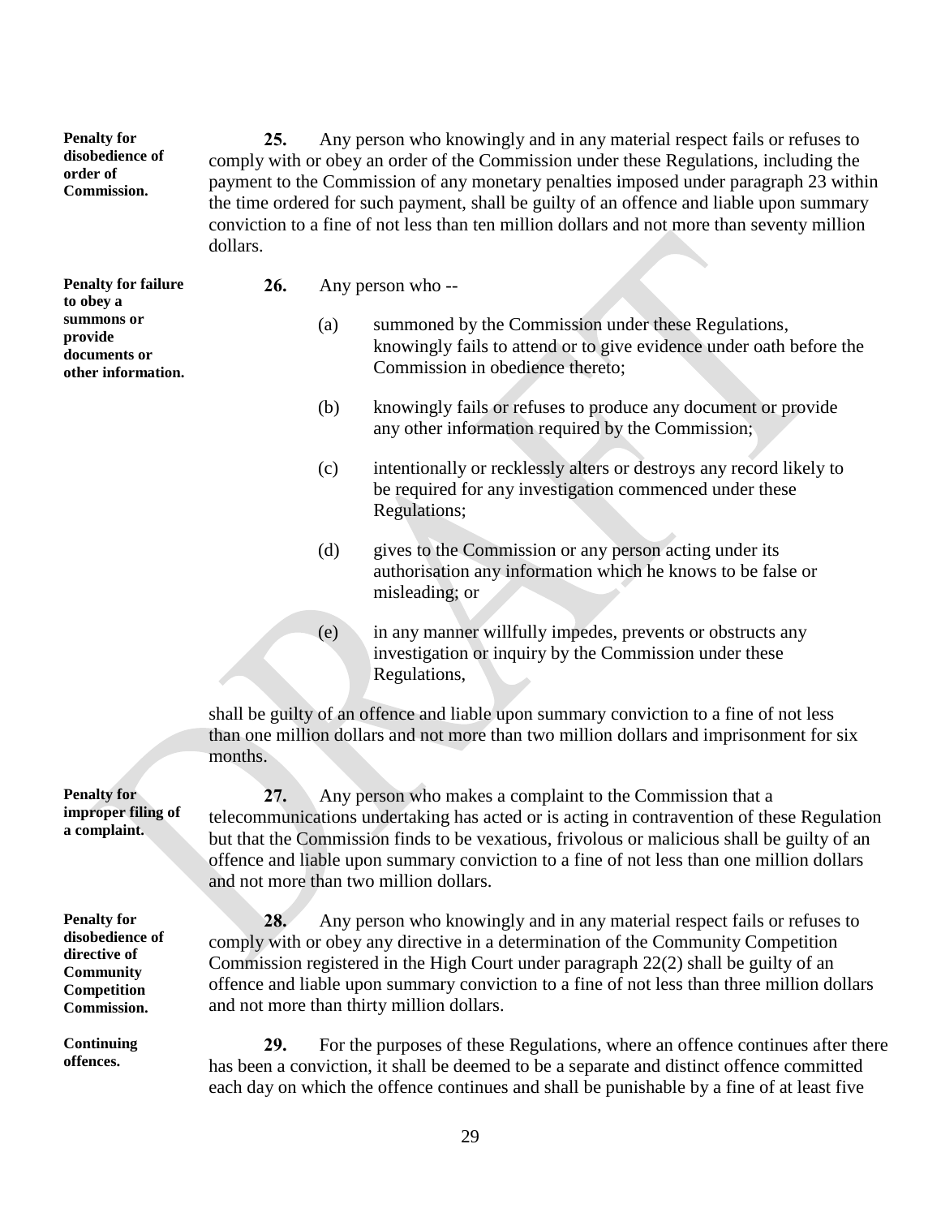**Penalty for disobedience of order of Commission.**

**25.** Any person who knowingly and in any material respect fails or refuses to comply with or obey an order of the Commission under these Regulations, including the payment to the Commission of any monetary penalties imposed under paragraph 23 within the time ordered for such payment, shall be guilty of an offence and liable upon summary conviction to a fine of not less than ten million dollars and not more than seventy million dollars.

**Penalty for failure to obey a summons or provide documents or other information.**

**26.** Any person who --

(a) summoned by the Commission under these Regulations, knowingly fails to attend or to give evidence under oath before the Commission in obedience thereto;

(b) knowingly fails or refuses to produce any document or provide any other information required by the Commission;

(c) intentionally or recklessly alters or destroys any record likely to be required for any investigation commenced under these Regulations;

(d) gives to the Commission or any person acting under its authorisation any information which he knows to be false or misleading; or

(e) in any manner willfully impedes, prevents or obstructs any investigation or inquiry by the Commission under these Regulations,

shall be guilty of an offence and liable upon summary conviction to a fine of not less than one million dollars and not more than two million dollars and imprisonment for six months.

**Penalty for improper filing of a complaint.**

**27.** Any person who makes a complaint to the Commission that a telecommunications undertaking has acted or is acting in contravention of these Regulation but that the Commission finds to be vexatious, frivolous or malicious shall be guilty of an offence and liable upon summary conviction to a fine of not less than one million dollars and not more than two million dollars.

**Penalty for disobedience of directive of Community Competition Commission.**

**28.** Any person who knowingly and in any material respect fails or refuses to comply with or obey any directive in a determination of the Community Competition Commission registered in the High Court under paragraph 22(2) shall be guilty of an offence and liable upon summary conviction to a fine of not less than three million dollars and not more than thirty million dollars.

**Continuing offences.**

**29.** For the purposes of these Regulations, where an offence continues after there has been a conviction, it shall be deemed to be a separate and distinct offence committed each day on which the offence continues and shall be punishable by a fine of at least five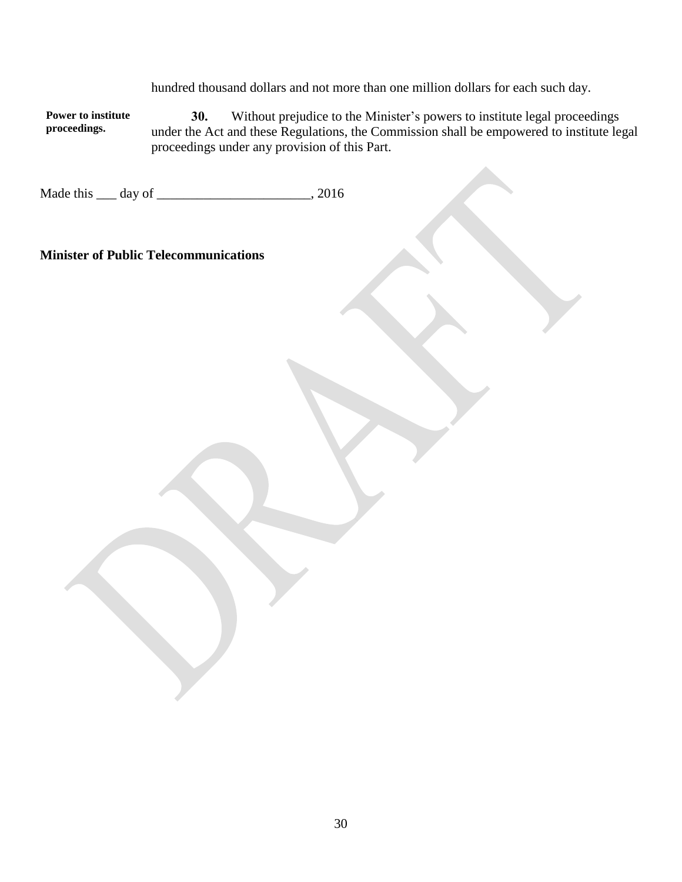hundred thousand dollars and not more than one million dollars for each such day.

**Power to institute proceedings.**

**30.** Without prejudice to the Minister's powers to institute legal proceedings under the Act and these Regulations, the Commission shall be empowered to institute legal proceedings under any provision of this Part.

Made this ___ day of _______________________, 2016

**Minister of Public Telecommunications**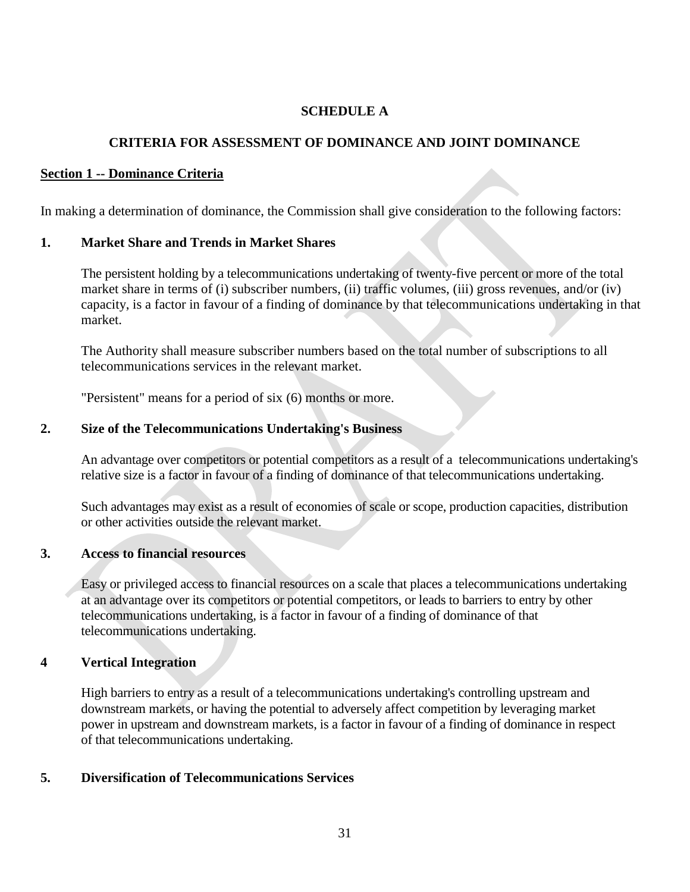## SCHEDULE A

## CRITERIA FOR ASSESSMENT OF DOMINANCE AND JOINT DOMINANCE

### Section 1 -- Dominance Criteria

In making a determination of dominance, the Commission shall give consideration to the following factors:

**1. Market Share and Trends in Market Shares**

The persistent holding by a telecommunications undertaking of twenty-five percent or more of the total market share in terms of (i) subscriber numbers, (ii) traffic volumes, (iii) gross revenues, and/or (iv) capacity, is a factor in favour of a finding of dominance by that telecommunications undertaking in that market.

The Authority shall measure subscriber numbers based on the total number of subscriptions to all telecommunications services in the relevant market.

"Persistent" means for a period of six (6) months or more.

**2. Size of the Telecommunications Undertaking's Business**

An advantage over competitors or potential competitors as a result of a telecommunications undertaking's relative size is a factor in favour of a finding of dominance of that telecommunications undertaking.

Such advantages may exist as a result of economies of scale or scope, production capacities, distribution or other activities outside the relevant market.

**3. Access to financial resources**

Easy or privileged access to financial resources on a scale that places a telecommunications undertaking at an advantage over its competitors or potential competitors, or leads to barriers to entry by other telecommunications undertaking, is a factor in favour of a finding of dominance of that telecommunications undertaking.

**4 Vertical Integration**

High barriers to entry as a result of a telecommunications undertaking's controlling upstream and downstream markets, or having the potential to adversely affect competition by leveraging market power in upstream and downstream markets, is a factor in favour of a finding of dominance in respect of that telecommunications undertaking.

**5. Diversification of Telecommunications Services**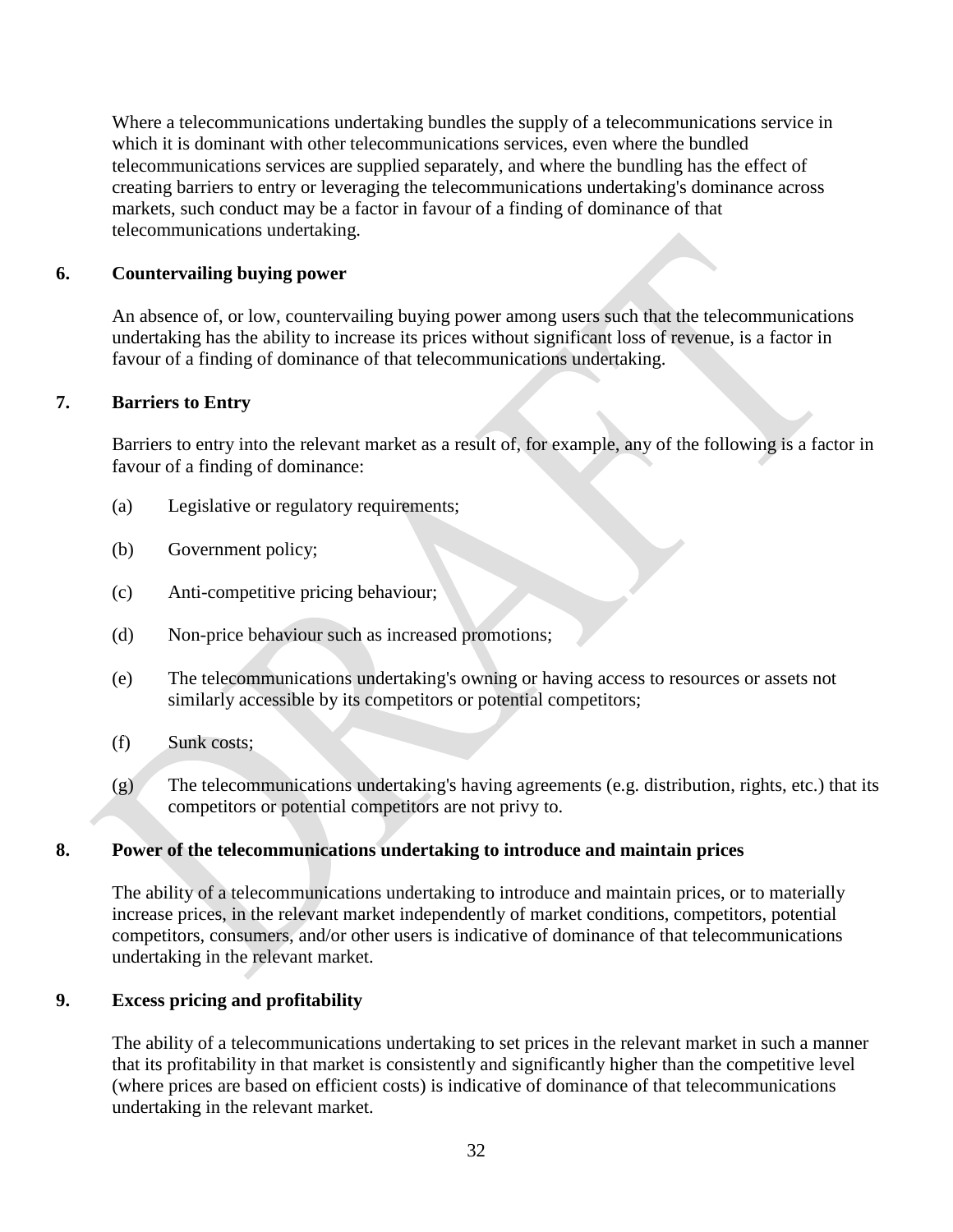Where a telecommunications undertaking bundles the supply of a telecommunications service in which it is dominant with other telecommunications services, even where the bundled telecommunications services are supplied separately, and where the bundling has the effect of creating barriers to entry or leveraging the telecommunications undertaking's dominance across markets, such conduct may be a factor in favour of a finding of dominance of that telecommunications undertaking.

## 6. Countervailing buying power

An absence of, or low, countervailing buying power among users such that the telecommunications undertaking has the ability to increase its prices without significant loss of revenue, is a factor in favour of a finding of dominance of that telecommunications undertaking.

## 7. Barriers to Entry

Barriers to entry into the relevant market as a result of, for example, any of the following is a factor in favour of a finding of dominance:

(a) Legislative or regulatory requirements;

(b) Government policy;

(c) Anti-competitive pricing behaviour;

(d) Non-price behaviour such as increased promotions;

(e) The telecommunications undertaking's owning or having access to resources or assets not similarly accessible by its competitors or potential competitors;

(f) Sunk costs;

(g) The telecommunications undertaking's having agreements (e.g. distribution, rights, etc.) that its competitors or potential competitors are not privy to.

## 8. Power of the telecommunications undertaking to introduce and maintain prices

The ability of a telecommunications undertaking to introduce and maintain prices, or to materially increase prices, in the relevant market independently of market conditions, competitors, potential competitors, consumers, and/or other users is indicative of dominance of that telecommunications undertaking in the relevant market.

## 9. Excess pricing and profitability

The ability of a telecommunications undertaking to set prices in the relevant market in such a manner that its profitability in that market is consistently and significantly higher than the competitive level (where prices are based on efficient costs) is indicative of dominance of that telecommunications undertaking in the relevant market.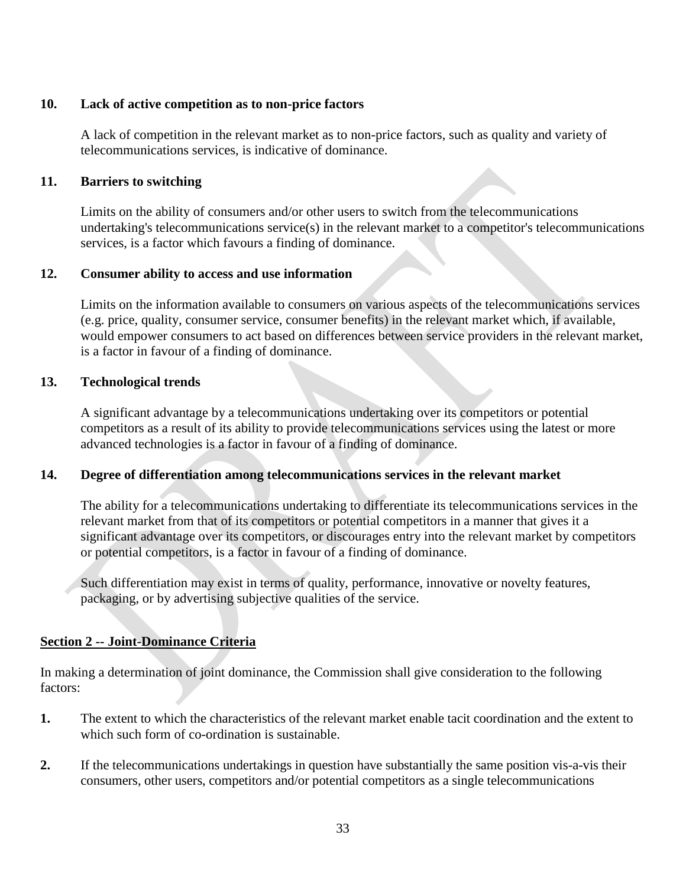**10. Lack of active competition as to non-price factors**

A lack of competition in the relevant market as to non-price factors, such as quality and variety of telecommunications services, is indicative of dominance.

**11. Barriers to switching**

Limits on the ability of consumers and/or other users to switch from the telecommunications undertaking's telecommunications service(s) in the relevant market to a competitor's telecommunications services, is a factor which favours a finding of dominance.

**12. Consumer ability to access and use information**

Limits on the information available to consumers on various aspects of the telecommunications services (e.g. price, quality, consumer service, consumer benefits) in the relevant market which, if available, would empower consumers to act based on differences between service providers in the relevant market, is a factor in favour of a finding of dominance.

**13. Technological trends**

A significant advantage by a telecommunications undertaking over its competitors or potential competitors as a result of its ability to provide telecommunications services using the latest or more advanced technologies is a factor in favour of a finding of dominance.

**14. Degree of differentiation among telecommunications services in the relevant market**

The ability for a telecommunications undertaking to differentiate its telecommunications services in the relevant market from that of its competitors or potential competitors in a manner that gives it a significant advantage over its competitors, or discourages entry into the relevant market by competitors or potential competitors, is a factor in favour of a finding of dominance.

Such differentiation may exist in terms of quality, performance, innovative or novelty features, packaging, or by advertising subjective qualities of the service.

**Section 2 -- Joint-Dominance Criteria**

In making a determination of joint dominance, the Commission shall give consideration to the following factors:

**1.** The extent to which the characteristics of the relevant market enable tacit coordination and the extent to which such form of co-ordination is sustainable.

**2.** If the telecommunications undertakings in question have substantially the same position vis-a-vis their consumers, other users, competitors and/or potential competitors as a single telecommunications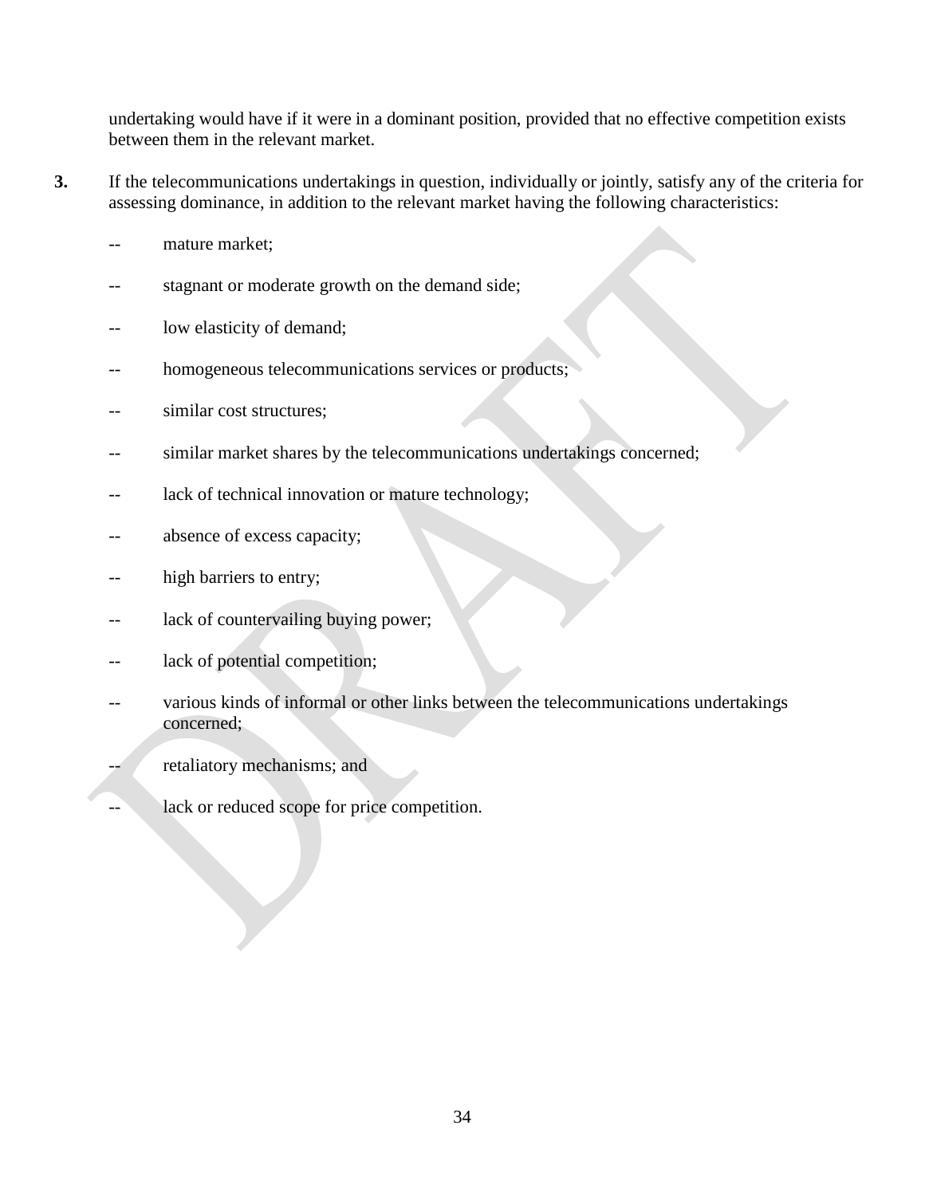undertaking would have if it were in a dominant position, provided that no effective competition exists between them in the relevant market.

**3.** If the telecommunications undertakings in question, individually or jointly, satisfy any of the criteria for assessing dominance, in addition to the relevant market having the following characteristics:

- mature market;
- stagnant or moderate growth on the demand side;
- low elasticity of demand;
- homogeneous telecommunications services or products;
- similar cost structures;
- similar market shares by the telecommunications undertakings concerned;
- lack of technical innovation or mature technology;
- absence of excess capacity;
- high barriers to entry;
- lack of countervailing buying power;
- lack of potential competition;
- various kinds of informal or other links between the telecommunications undertakings concerned;
- retaliatory mechanisms; and
- lack or reduced scope for price competition.